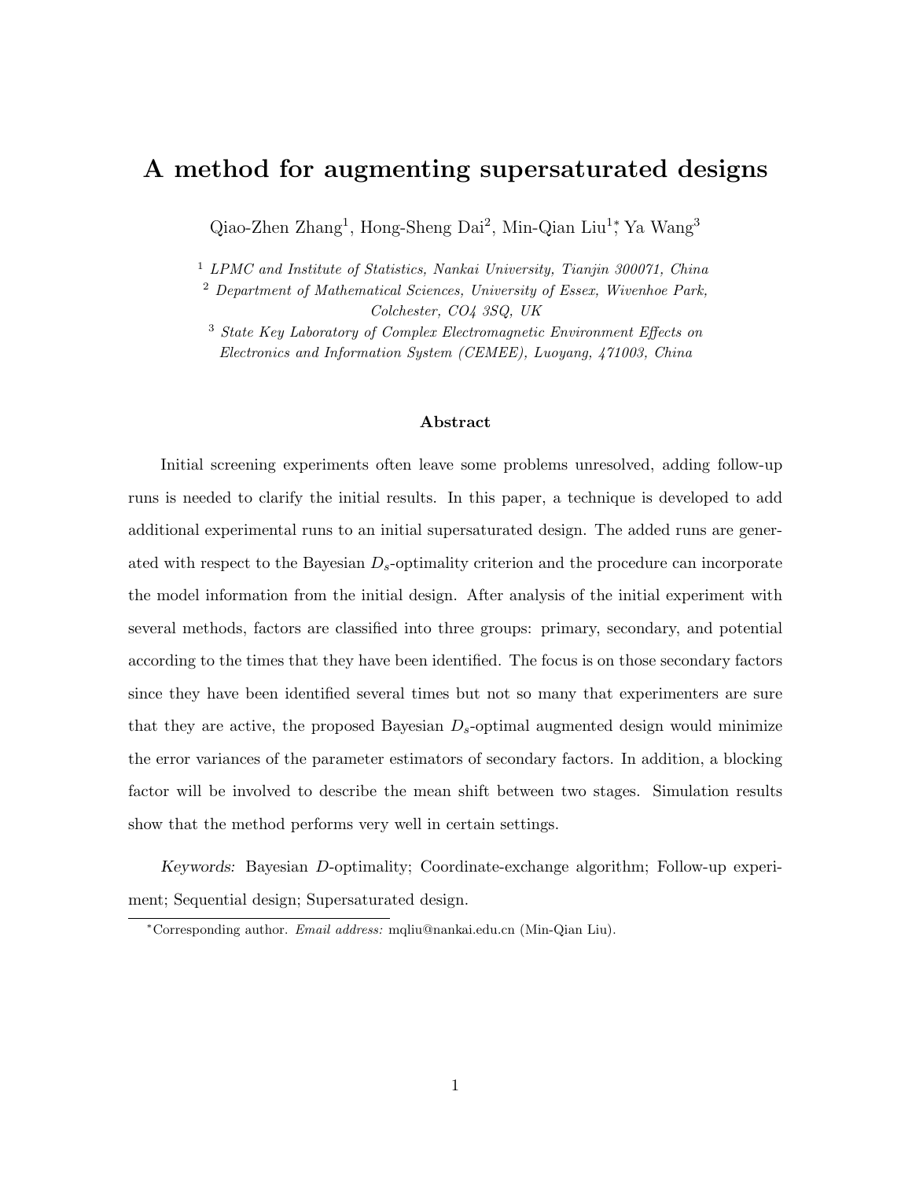# A method for augmenting supersaturated designs

Qiao-Zhen Zhang[1], Hong-Sheng Dai[2], Min-Qian Liu[1]*, Ya Wang[3]

[1] *LPMC and Institute of Statistics, Nankai University, Tianjin 300071, China*

[2] *Department of Mathematical Sciences, University of Essex, Wivenhoe Park, Colchester, CO4 3SQ, UK*

[3] *State Key Laboratory of Complex Electromagnetic Environment Effects on Electronics and Information System (CEMEE), Luoyang, 471003, China*

### Abstract

Initial screening experiments often leave some problems unresolved, adding follow-up runs is needed to clarify the initial results. In this paper, a technique is developed to add additional experimental runs to an initial supersaturated design. The added runs are generated with respect to the Bayesian $D_s$-optimality criterion and the procedure can incorporate the model information from the initial design. After analysis of the initial experiment with several methods, factors are classified into three groups: primary, secondary, and potential according to the times that they have been identified. The focus is on those secondary factors since they have been identified several times but not so many that experimenters are sure that they are active, the proposed Bayesian $D_s$-optimal augmented design would minimize the error variances of the parameter estimators of secondary factors. In addition, a blocking factor will be involved to describe the mean shift between two stages. Simulation results show that the method performs very well in certain settings.

*Keywords:* Bayesian $D$-optimality; Coordinate-exchange algorithm; Follow-up experiment; Sequential design; Supersaturated design.

*Corresponding author. *Email address:* mqliu@nankai.edu.cn (Min-Qian Liu).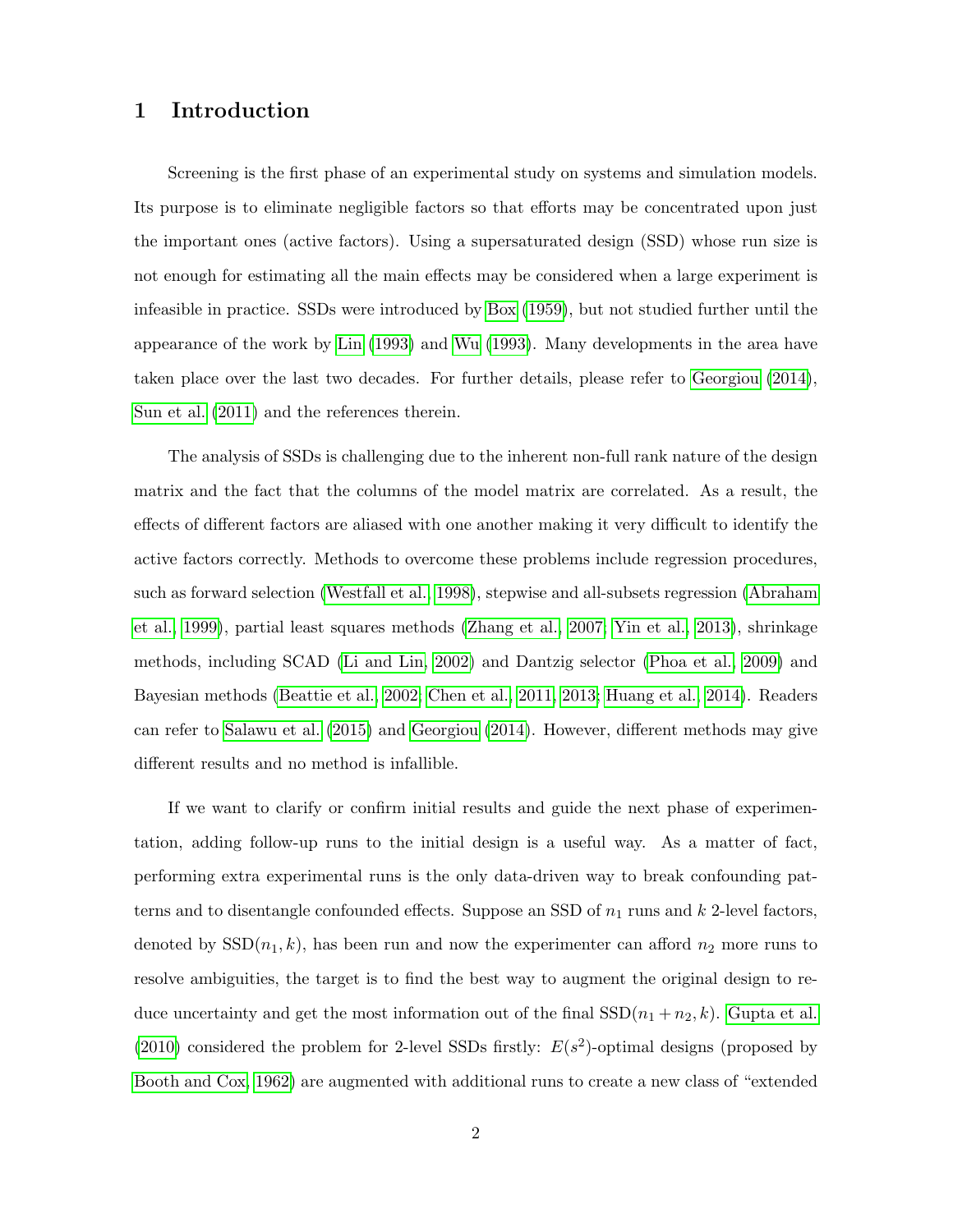## 1 Introduction

Screening is the first phase of an experimental study on systems and simulation models. Its purpose is to eliminate negligible factors so that efforts may be concentrated upon just the important ones (active factors). Using a supersaturated design (SSD) whose run size is not enough for estimating all the main effects may be considered when a large experiment is infeasible in practice. SSDs were introduced by Box (1959), but not studied further until the appearance of the work by Lin (1993) and Wu (1993). Many developments in the area have taken place over the last two decades. For further details, please refer to Georgiou (2014), Sun et al. (2011) and the references therein.

The analysis of SSDs is challenging due to the inherent non-full rank nature of the design matrix and the fact that the columns of the model matrix are correlated. As a result, the effects of different factors are aliased with one another making it very difficult to identify the active factors correctly. Methods to overcome these problems include regression procedures, such as forward selection (Westfall et al., 1998), stepwise and all-subsets regression (Abraham et al., 1999), partial least squares methods (Zhang et al., 2007; Yin et al., 2013), shrinkage methods, including SCAD (Li and Lin, 2002) and Dantzig selector (Phoa et al., 2009) and Bayesian methods (Beattie et al., 2002; Chen et al., 2011, 2013; Huang et al., 2014). Readers can refer to Salawu et al. (2015) and Georgiou (2014). However, different methods may give different results and no method is infallible.

If we want to clarify or confirm initial results and guide the next phase of experimentation, adding follow-up runs to the initial design is a useful way. As a matter of fact, performing extra experimental runs is the only data-driven way to break confounding patterns and to disentangle confounded effects. Suppose an SSD of $n_1$ runs and $k$ 2-level factors, denoted by $\mathrm{SSD}(n_1, k)$, has been run and now the experimenter can afford $n_2$ more runs to resolve ambiguities, the target is to find the best way to augment the original design to reduce uncertainty and get the most information out of the final $\mathrm{SSD}(n_1 + n_2, k)$. Gupta et al. (2010) considered the problem for 2-level SSDs firstly: $E(s^2)$-optimal designs (proposed by Booth and Cox, 1962) are augmented with additional runs to create a new class of "extended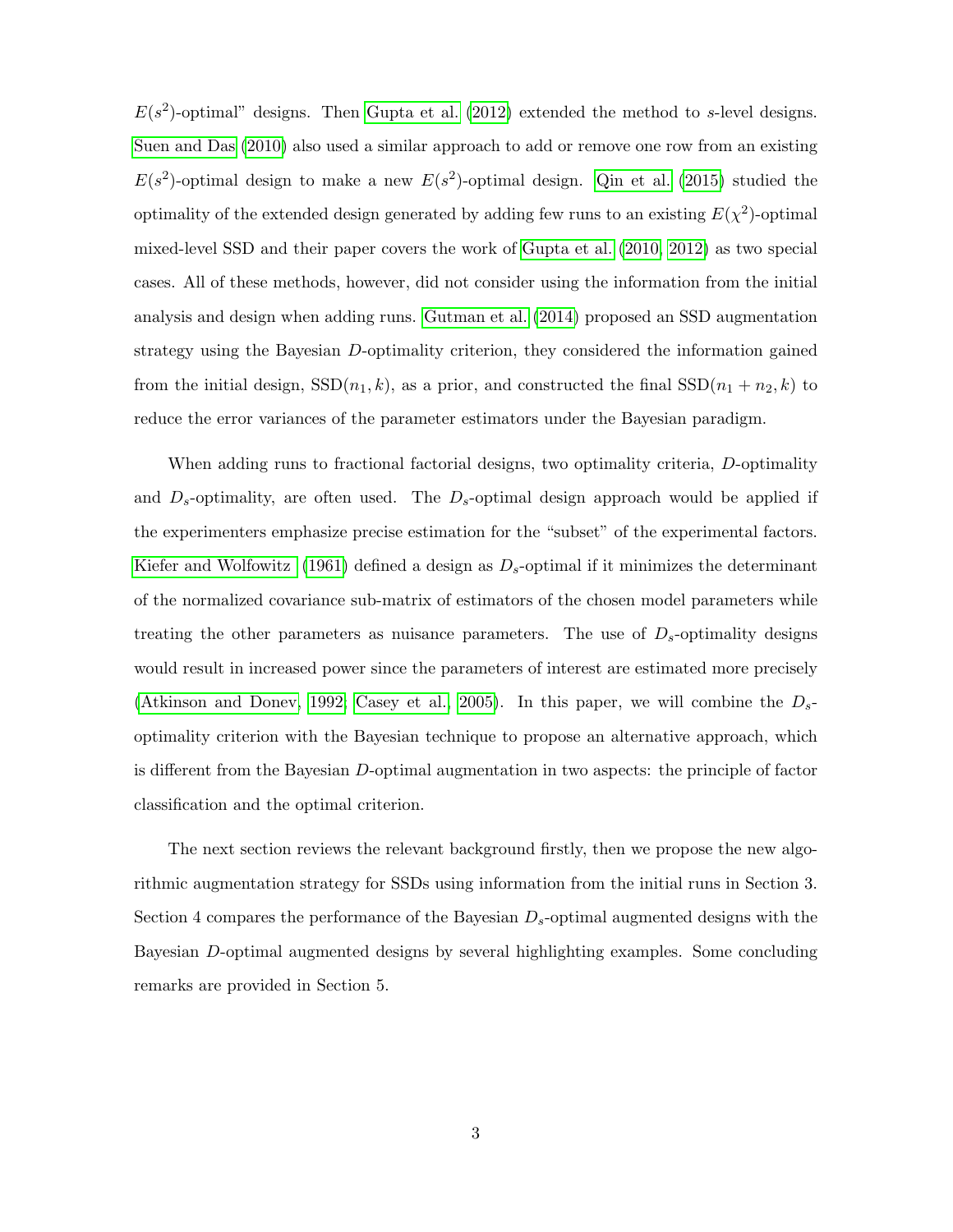$E(s^2)$-optimal" designs. Then Gupta et al. (2012) extended the method to $s$-level designs. Suen and Das (2010) also used a similar approach to add or remove one row from an existing $E(s^2)$-optimal design to make a new $E(s^2)$-optimal design. Qin et al. (2015) studied the optimality of the extended design generated by adding few runs to an existing $E(\chi^2)$-optimal mixed-level SSD and their paper covers the work of Gupta et al. (2010, 2012) as two special cases. All of these methods, however, did not consider using the information from the initial analysis and design when adding runs. Gutman et al. (2014) proposed an SSD augmentation strategy using the Bayesian $D$-optimality criterion, they considered the information gained from the initial design, $\text{SSD}(n_1, k)$, as a prior, and constructed the final $\text{SSD}(n_1 + n_2, k)$ to reduce the error variances of the parameter estimators under the Bayesian paradigm.

When adding runs to fractional factorial designs, two optimality criteria, $D$-optimality and $D_s$-optimality, are often used. The $D_s$-optimal design approach would be applied if the experimenters emphasize precise estimation for the "subset" of the experimental factors. Kiefer and Wolfowitz (1961) defined a design as $D_s$-optimal if it minimizes the determinant of the normalized covariance sub-matrix of estimators of the chosen model parameters while treating the other parameters as nuisance parameters. The use of $D_s$-optimality designs would result in increased power since the parameters of interest are estimated more precisely (Atkinson and Donev, 1992; Casey et al., 2005). In this paper, we will combine the $D_s$-optimality criterion with the Bayesian technique to propose an alternative approach, which is different from the Bayesian $D$-optimal augmentation in two aspects: the principle of factor classification and the optimal criterion.

The next section reviews the relevant background firstly, then we propose the new algorithmic augmentation strategy for SSDs using information from the initial runs in Section 3. Section 4 compares the performance of the Bayesian $D_s$-optimal augmented designs with the Bayesian $D$-optimal augmented designs by several highlighting examples. Some concluding remarks are provided in Section 5.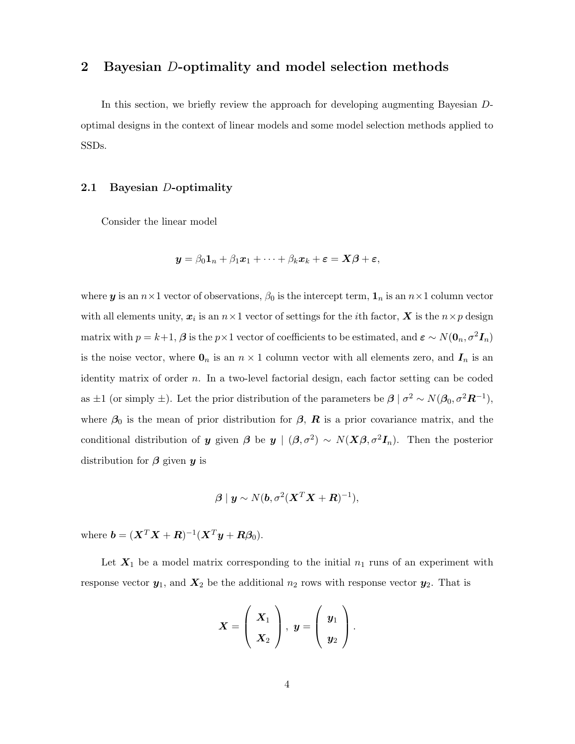## 2 Bayesian $D$-optimality and model selection methods

In this section, we briefly review the approach for developing augmenting Bayesian $D$-optimal designs in the context of linear models and some model selection methods applied to SSDs.

### 2.1 Bayesian $D$-optimality

Consider the linear model

$$\boldsymbol{y} = \beta_0 \mathbf{1}_n + \beta_1 \boldsymbol{x}_1 + \cdots + \beta_k \boldsymbol{x}_k + \boldsymbol{\varepsilon} = \boldsymbol{X}\boldsymbol{\beta} + \boldsymbol{\varepsilon},$$

where $\boldsymbol{y}$ is an $n \times 1$ vector of observations, $\beta_0$ is the intercept term, $\mathbf{1}_n$ is an $n \times 1$ column vector with all elements unity, $\boldsymbol{x}_i$ is an $n \times 1$ vector of settings for the $i$th factor, $\boldsymbol{X}$ is the $n \times p$ design matrix with $p = k+1$, $\boldsymbol{\beta}$ is the $p \times 1$ vector of coefficients to be estimated, and $\boldsymbol{\varepsilon} \sim N(\mathbf{0}_n, \sigma^2 \boldsymbol{I}_n)$ is the noise vector, where $\mathbf{0}_n$ is an $n \times 1$ column vector with all elements zero, and $\boldsymbol{I}_n$ is an identity matrix of order $n$. In a two-level factorial design, each factor setting can be coded as $\pm 1$ (or simply $\pm$). Let the prior distribution of the parameters be $\boldsymbol{\beta} \mid \sigma^2 \sim N(\boldsymbol{\beta}_0, \sigma^2 \boldsymbol{R}^{-1})$, where $\boldsymbol{\beta}_0$ is the mean of prior distribution for $\boldsymbol{\beta}$, $\boldsymbol{R}$ is a prior covariance matrix, and the conditional distribution of $\boldsymbol{y}$ given $\boldsymbol{\beta}$ be $\boldsymbol{y} \mid (\boldsymbol{\beta}, \sigma^2) \sim N(\boldsymbol{X}\boldsymbol{\beta}, \sigma^2 \boldsymbol{I}_n)$. Then the posterior distribution for $\boldsymbol{\beta}$ given $\boldsymbol{y}$ is

$$\boldsymbol{\beta} \mid \boldsymbol{y} \sim N(\boldsymbol{b}, \sigma^2 (\boldsymbol{X}^T \boldsymbol{X} + \boldsymbol{R})^{-1}),$$

where $\boldsymbol{b} = (\boldsymbol{X}^T \boldsymbol{X} + \boldsymbol{R})^{-1} (\boldsymbol{X}^T \boldsymbol{y} + \boldsymbol{R}\boldsymbol{\beta}_0)$.

Let $\boldsymbol{X}_1$ be a model matrix corresponding to the initial $n_1$ runs of an experiment with response vector $\boldsymbol{y}_1$, and $\boldsymbol{X}_2$ be the additional $n_2$ rows with response vector $\boldsymbol{y}_2$. That is

$$\boldsymbol{X} = \begin{pmatrix} \boldsymbol{X}_1 \\ \boldsymbol{X}_2 \end{pmatrix}, \ \boldsymbol{y} = \begin{pmatrix} \boldsymbol{y}_1 \\ \boldsymbol{y}_2 \end{pmatrix}.$$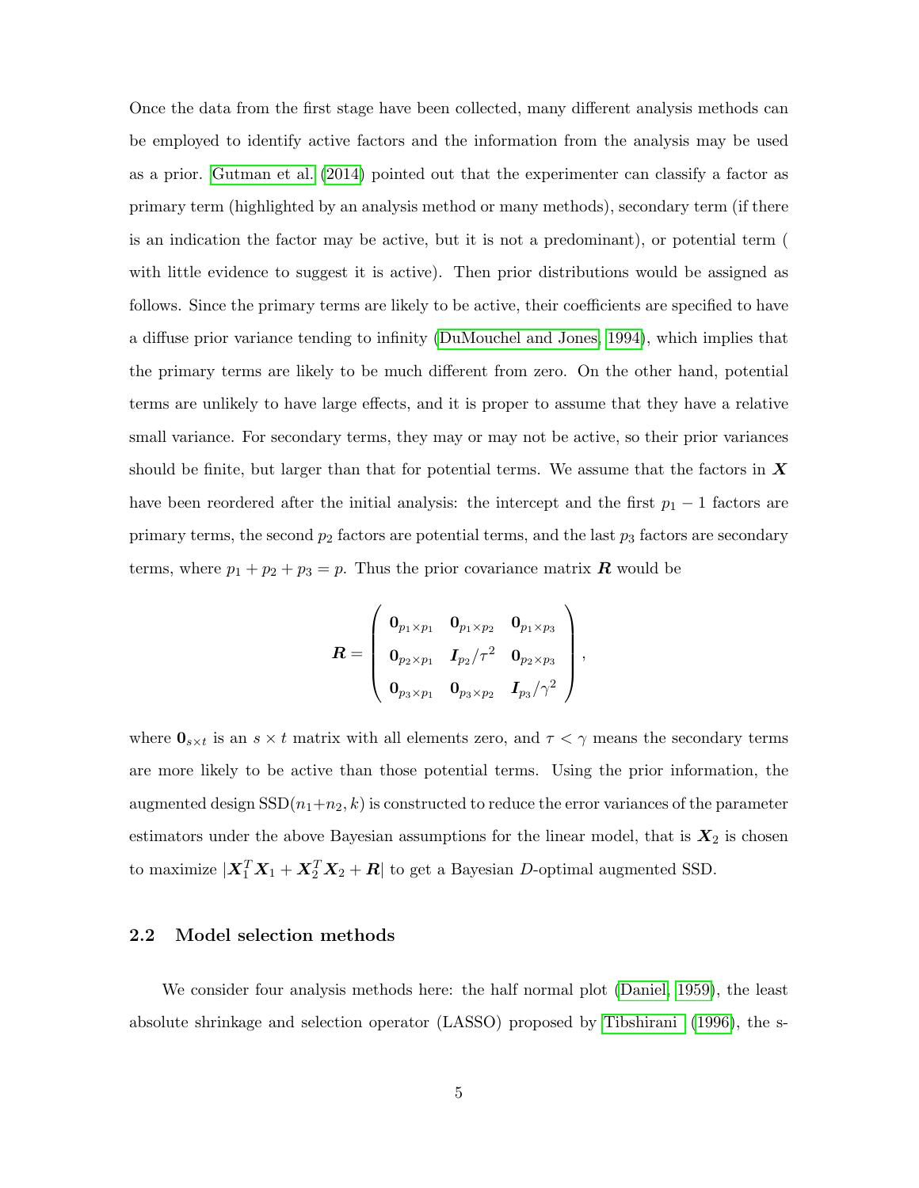Once the data from the first stage have been collected, many different analysis methods can be employed to identify active factors and the information from the analysis may be used as a prior. Gutman et al. (2014) pointed out that the experimenter can classify a factor as primary term (highlighted by an analysis method or many methods), secondary term (if there is an indication the factor may be active, but it is not a predominant), or potential term ( with little evidence to suggest it is active). Then prior distributions would be assigned as follows. Since the primary terms are likely to be active, their coefficients are specified to have a diffuse prior variance tending to infinity (DuMouchel and Jones, 1994), which implies that the primary terms are likely to be much different from zero. On the other hand, potential terms are unlikely to have large effects, and it is proper to assume that they have a relative small variance. For secondary terms, they may or may not be active, so their prior variances should be finite, but larger than that for potential terms. We assume that the factors in $\boldsymbol{X}$ have been reordered after the initial analysis: the intercept and the first $p_1 - 1$ factors are primary terms, the second $p_2$ factors are potential terms, and the last $p_3$ factors are secondary terms, where $p_1 + p_2 + p_3 = p$. Thus the prior covariance matrix $\boldsymbol{R}$ would be

$$\boldsymbol{R} = \begin{pmatrix} \mathbf{0}_{p_1 \times p_1} & \mathbf{0}_{p_1 \times p_2} & \mathbf{0}_{p_1 \times p_3} \\ \mathbf{0}_{p_2 \times p_1} & \boldsymbol{I}_{p_2}/\tau^2 & \mathbf{0}_{p_2 \times p_3} \\ \mathbf{0}_{p_3 \times p_1} & \mathbf{0}_{p_3 \times p_2} & \boldsymbol{I}_{p_3}/\gamma^2 \end{pmatrix},$$

where $\mathbf{0}_{s \times t}$ is an $s \times t$ matrix with all elements zero, and $\tau < \gamma$ means the secondary terms are more likely to be active than those potential terms. Using the prior information, the augmented design $\text{SSD}(n_1+n_2, k)$ is constructed to reduce the error variances of the parameter estimators under the above Bayesian assumptions for the linear model, that is $\boldsymbol{X}_2$ is chosen to maximize $|\boldsymbol{X}_1^T \boldsymbol{X}_1 + \boldsymbol{X}_2^T \boldsymbol{X}_2 + \boldsymbol{R}|$ to get a Bayesian $D$-optimal augmented SSD.

### 2.2 Model selection methods

We consider four analysis methods here: the half normal plot (Daniel, 1959), the least absolute shrinkage and selection operator (LASSO) proposed by Tibshirani (1996), the s-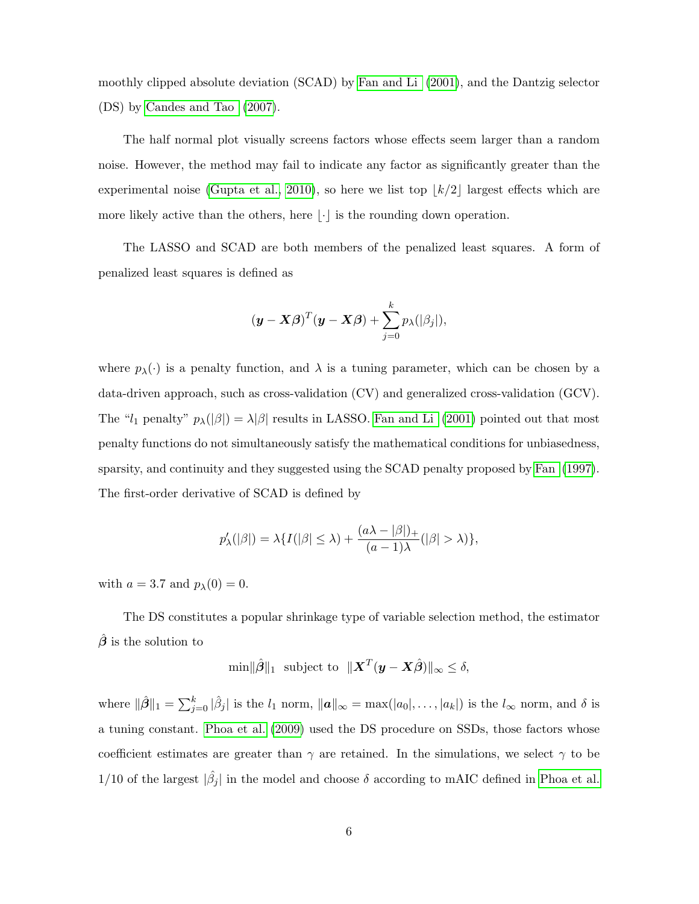moothly clipped absolute deviation (SCAD) by Fan and Li (2001), and the Dantzig selector (DS) by Candes and Tao (2007).

The half normal plot visually screens factors whose effects seem larger than a random noise. However, the method may fail to indicate any factor as significantly greater than the experimental noise (Gupta et al., 2010), so here we list top $\lfloor k/2 \rfloor$ largest effects which are more likely active than the others, here $\lfloor \cdot \rfloor$ is the rounding down operation.

The LASSO and SCAD are both members of the penalized least squares. A form of penalized least squares is defined as

$$(\boldsymbol{y} - \boldsymbol{X}\boldsymbol{\beta})^T(\boldsymbol{y} - \boldsymbol{X}\boldsymbol{\beta}) + \sum_{j=0}^{k} p_\lambda(|\beta_j|),$$

where $p_\lambda(\cdot)$ is a penalty function, and $\lambda$ is a tuning parameter, which can be chosen by a data-driven approach, such as cross-validation (CV) and generalized cross-validation (GCV). The "$l_1$ penalty" $p_\lambda(|\beta|) = \lambda|\beta|$ results in LASSO. Fan and Li (2001) pointed out that most penalty functions do not simultaneously satisfy the mathematical conditions for unbiasedness, sparsity, and continuity and they suggested using the SCAD penalty proposed by Fan (1997). The first-order derivative of SCAD is defined by

$$p'_\lambda(|\beta|) = \lambda\{I(|\beta| \leq \lambda) + \frac{(a\lambda - |\beta|)_+}{(a-1)\lambda}(|\beta| > \lambda)\},$$

with $a = 3.7$ and $p_\lambda(0) = 0$.

The DS constitutes a popular shrinkage type of variable selection method, the estimator $\hat{\boldsymbol{\beta}}$ is the solution to

$$\min \|\hat{\boldsymbol{\beta}}\|_1 \text{ subject to } \|\boldsymbol{X}^T(\boldsymbol{y} - \boldsymbol{X}\hat{\boldsymbol{\beta}})\|_\infty \leq \delta,$$

where $\|\hat{\boldsymbol{\beta}}\|_1 = \sum_{j=0}^{k} |\hat{\beta}_j|$ is the $l_1$ norm, $\|\boldsymbol{a}\|_\infty = \max(|a_0|, \ldots, |a_k|)$ is the $l_\infty$ norm, and $\delta$ is a tuning constant. Phoa et al. (2009) used the DS procedure on SSDs, those factors whose coefficient estimates are greater than $\gamma$ are retained. In the simulations, we select $\gamma$ to be $1/10$ of the largest $|\hat{\beta}_j|$ in the model and choose $\delta$ according to mAIC defined in Phoa et al.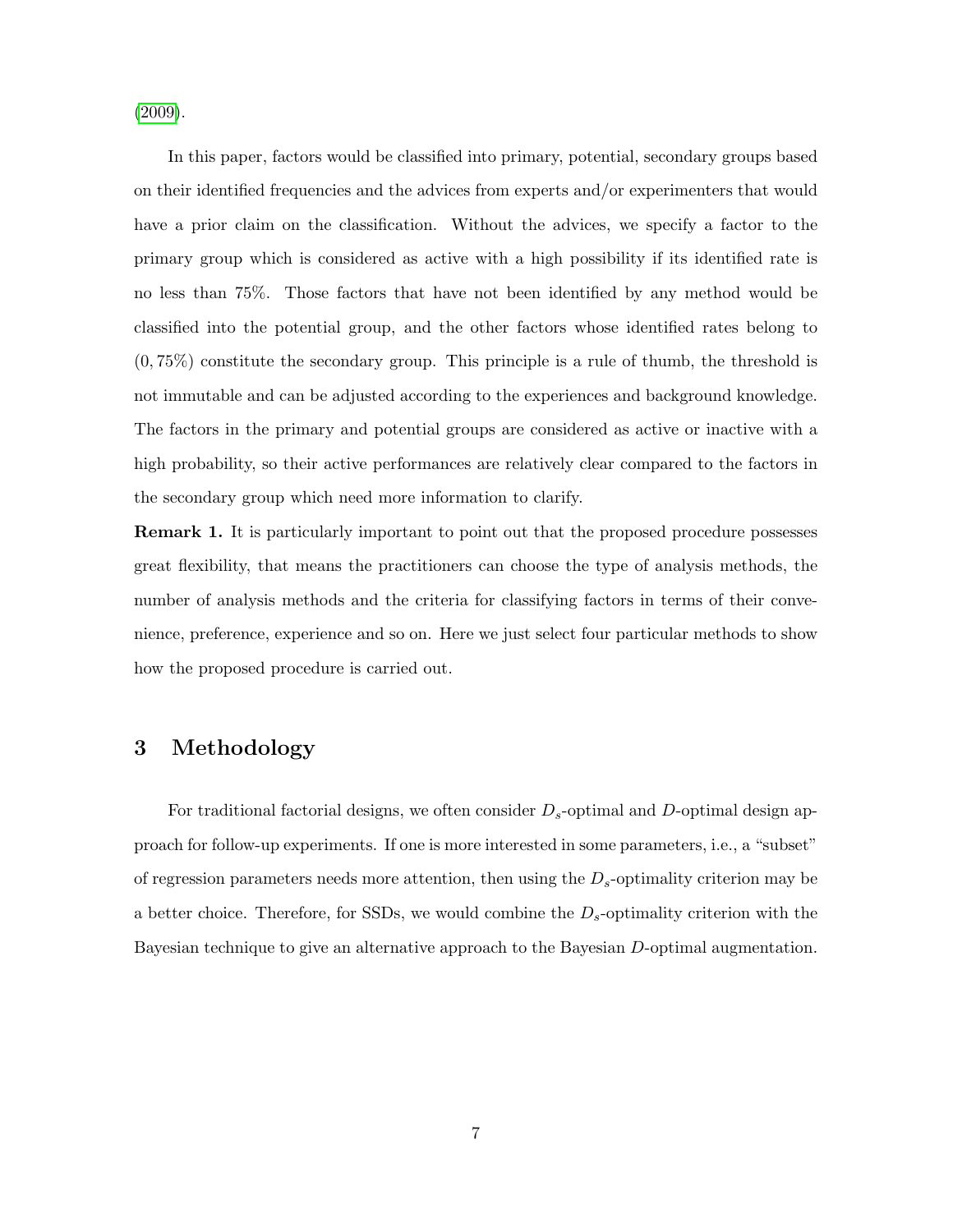(2009).

In this paper, factors would be classified into primary, potential, secondary groups based on their identified frequencies and the advices from experts and/or experimenters that would have a prior claim on the classification. Without the advices, we specify a factor to the primary group which is considered as active with a high possibility if its identified rate is no less than 75%. Those factors that have not been identified by any method would be classified into the potential group, and the other factors whose identified rates belong to $(0, 75\%)$ constitute the secondary group. This principle is a rule of thumb, the threshold is not immutable and can be adjusted according to the experiences and background knowledge. The factors in the primary and potential groups are considered as active or inactive with a high probability, so their active performances are relatively clear compared to the factors in the secondary group which need more information to clarify.

**Remark 1.** It is particularly important to point out that the proposed procedure possesses great flexibility, that means the practitioners can choose the type of analysis methods, the number of analysis methods and the criteria for classifying factors in terms of their convenience, preference, experience and so on. Here we just select four particular methods to show how the proposed procedure is carried out.

## 3 Methodology

For traditional factorial designs, we often consider $D_s$-optimal and $D$-optimal design approach for follow-up experiments. If one is more interested in some parameters, i.e., a "subset" of regression parameters needs more attention, then using the $D_s$-optimality criterion may be a better choice. Therefore, for SSDs, we would combine the $D_s$-optimality criterion with the Bayesian technique to give an alternative approach to the Bayesian $D$-optimal augmentation.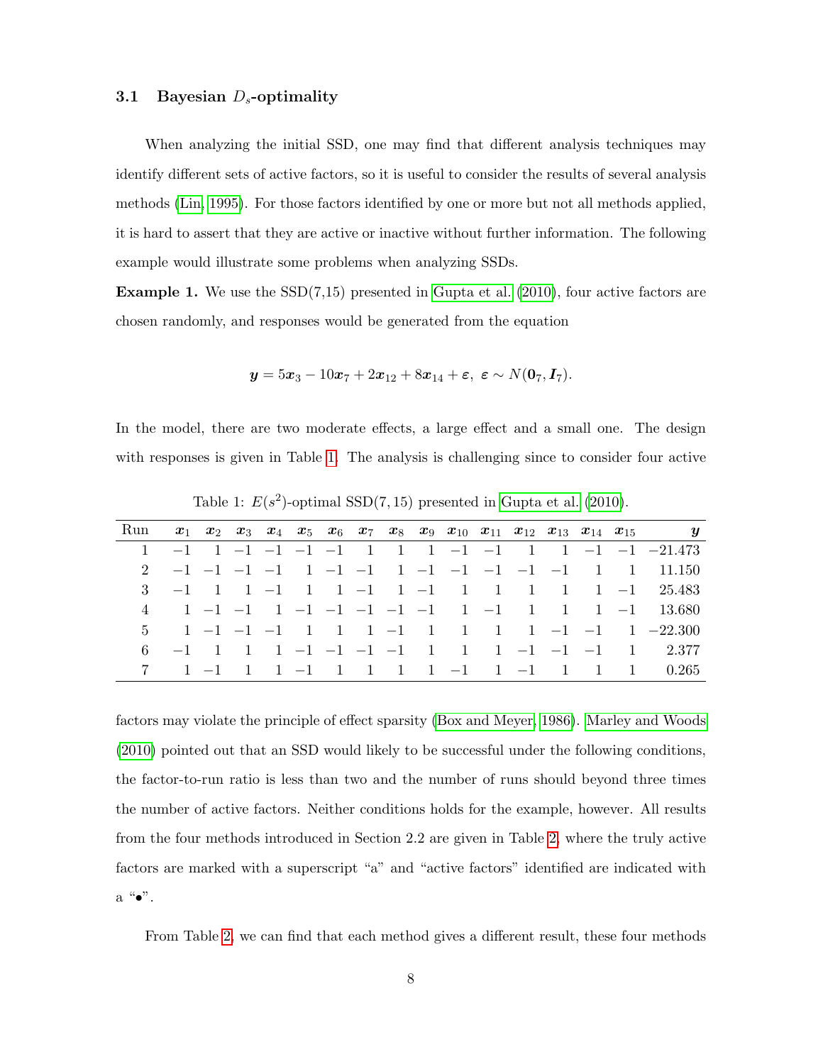### 3.1 Bayesian $D_s$-optimality

When analyzing the initial SSD, one may find that different analysis techniques may identify different sets of active factors, so it is useful to consider the results of several analysis methods (Lin, 1995). For those factors identified by one or more but not all methods applied, it is hard to assert that they are active or inactive without further information. The following example would illustrate some problems when analyzing SSDs.

**Example 1.** We use the SSD(7,15) presented in Gupta et al. (2010), four active factors are chosen randomly, and responses would be generated from the equation

$$\boldsymbol{y} = 5\boldsymbol{x}_3 - 10\boldsymbol{x}_7 + 2\boldsymbol{x}_{12} + 8\boldsymbol{x}_{14} + \boldsymbol{\varepsilon},\ \boldsymbol{\varepsilon} \sim N(\boldsymbol{0}_7, \boldsymbol{I}_7).$$

In the model, there are two moderate effects, a large effect and a small one. The design with responses is given in Table 1. The analysis is challenging since to consider four active factors may violate the principle of effect sparsity (Box and Meyer, 1986). Marley and Woods (2010) pointed out that an SSD would likely to be successful under the following conditions, the factor-to-run ratio is less than two and the number of runs should beyond three times the number of active factors. Neither conditions holds for the example, however. All results from the four methods introduced in Section 2.2 are given in Table 2, where the truly active factors are marked with a superscript "a" and "active factors" identified are indicated with a "•".

Table 1: $E(s^2)$-optimal SSD(7, 15) presented in Gupta et al. (2010).

| Run | $\boldsymbol{x}_1$ | $\boldsymbol{x}_2$ | $\boldsymbol{x}_3$ | $\boldsymbol{x}_4$ | $\boldsymbol{x}_5$ | $\boldsymbol{x}_6$ | $\boldsymbol{x}_7$ | $\boldsymbol{x}_8$ | $\boldsymbol{x}_9$ | $\boldsymbol{x}_{10}$ | $\boldsymbol{x}_{11}$ | $\boldsymbol{x}_{12}$ | $\boldsymbol{x}_{13}$ | $\boldsymbol{x}_{14}$ | $\boldsymbol{x}_{15}$ | $\boldsymbol{y}$ |
|---|---|---|---|---|---|---|---|---|---|---|---|---|---|---|---|---|
| 1 | −1 | 1 | −1 | −1 | −1 | −1 | 1 | 1 | 1 | −1 | −1 | 1 | 1 | −1 | −1 | −21.473 |
| 2 | −1 | −1 | −1 | −1 | 1 | −1 | −1 | 1 | −1 | −1 | −1 | −1 | −1 | 1 | 1 | 11.150 |
| 3 | −1 | 1 | 1 | −1 | 1 | 1 | −1 | 1 | −1 | 1 | 1 | 1 | 1 | 1 | −1 | 25.483 |
| 4 | 1 | −1 | −1 | 1 | −1 | −1 | −1 | −1 | −1 | 1 | −1 | 1 | 1 | 1 | −1 | 13.680 |
| 5 | 1 | −1 | −1 | −1 | 1 | 1 | 1 | −1 | 1 | 1 | 1 | 1 | −1 | −1 | 1 | −22.300 |
| 6 | −1 | 1 | 1 | 1 | −1 | −1 | −1 | −1 | 1 | 1 | 1 | −1 | −1 | −1 | 1 | 2.377 |
| 7 | 1 | −1 | 1 | 1 | −1 | 1 | 1 | 1 | 1 | −1 | 1 | −1 | 1 | 1 | 1 | 0.265 |

From Table 2, we can find that each method gives a different result, these four methods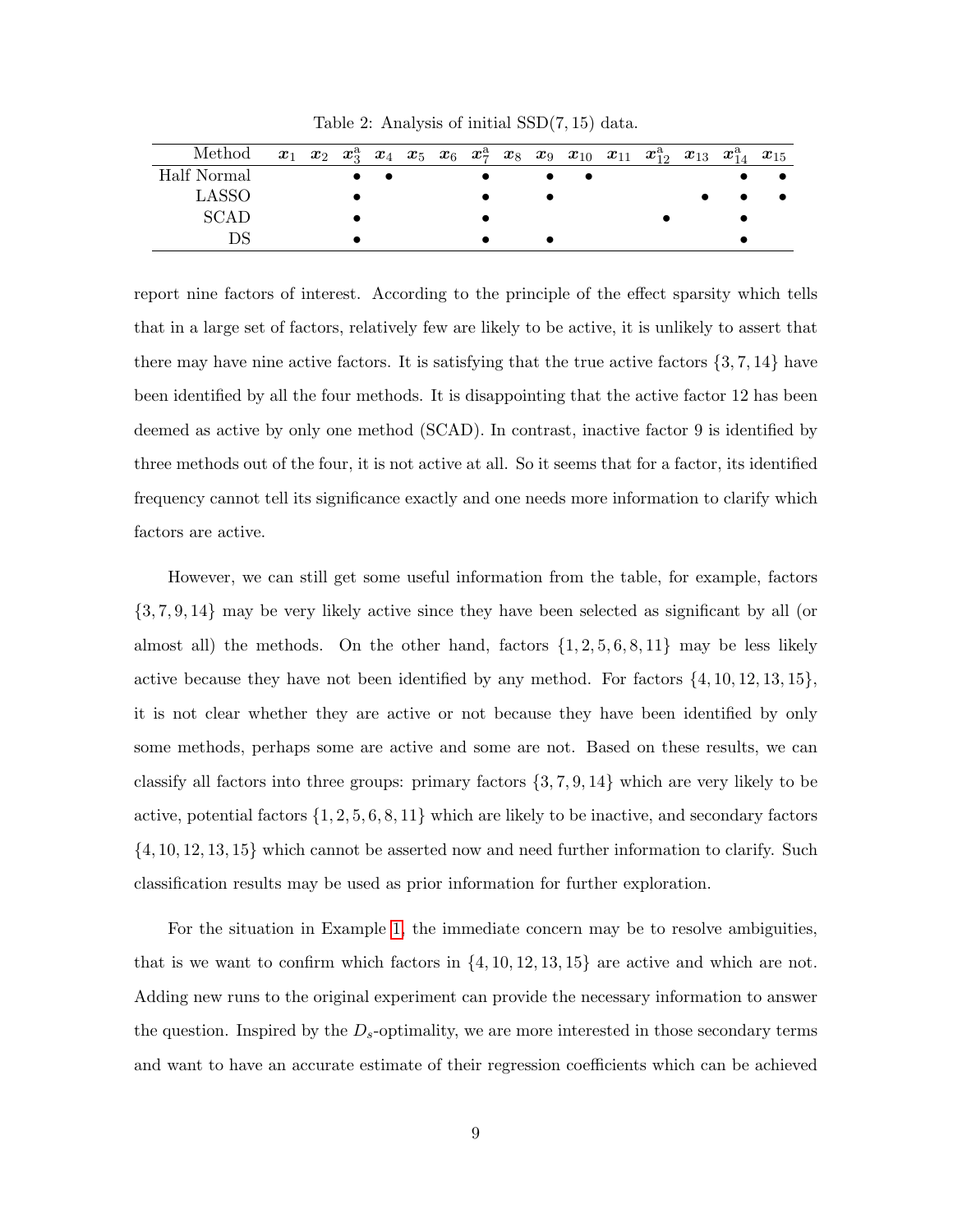Table 2: Analysis of initial SSD(7, 15) data.

| Method | $\boldsymbol{x}_1$ | $\boldsymbol{x}_2$ | $\boldsymbol{x}_3^{\text{a}}$ | $\boldsymbol{x}_4$ | $\boldsymbol{x}_5$ | $\boldsymbol{x}_6$ | $\boldsymbol{x}_7^{\text{a}}$ | $\boldsymbol{x}_8$ | $\boldsymbol{x}_9$ | $\boldsymbol{x}_{10}$ | $\boldsymbol{x}_{11}$ | $\boldsymbol{x}_{12}^{\text{a}}$ | $\boldsymbol{x}_{13}$ | $\boldsymbol{x}_{14}^{\text{a}}$ | $\boldsymbol{x}_{15}$ |
|---|---|---|---|---|---|---|---|---|---|---|---|---|---|---|---|
| Half Normal | | | • | • | | | • | | • | • | | | | • | • |
| LASSO | | | • | | | | • | | • | | | | • | • | • |
| SCAD | | | • | | | | • | | | | | • | | • | |
| DS | | | • | | | | • | | • | | | | | • | |

report nine factors of interest. According to the principle of the effect sparsity which tells that in a large set of factors, relatively few are likely to be active, it is unlikely to assert that there may have nine active factors. It is satisfying that the true active factors $\{3, 7, 14\}$ have been identified by all the four methods. It is disappointing that the active factor 12 has been deemed as active by only one method (SCAD). In contrast, inactive factor 9 is identified by three methods out of the four, it is not active at all. So it seems that for a factor, its identified frequency cannot tell its significance exactly and one needs more information to clarify which factors are active.

However, we can still get some useful information from the table, for example, factors $\{3, 7, 9, 14\}$ may be very likely active since they have been selected as significant by all (or almost all) the methods. On the other hand, factors $\{1, 2, 5, 6, 8, 11\}$ may be less likely active because they have not been identified by any method. For factors $\{4, 10, 12, 13, 15\}$, it is not clear whether they are active or not because they have been identified by only some methods, perhaps some are active and some are not. Based on these results, we can classify all factors into three groups: primary factors $\{3, 7, 9, 14\}$ which are very likely to be active, potential factors $\{1, 2, 5, 6, 8, 11\}$ which are likely to be inactive, and secondary factors $\{4, 10, 12, 13, 15\}$ which cannot be asserted now and need further information to clarify. Such classification results may be used as prior information for further exploration.

For the situation in Example 1, the immediate concern may be to resolve ambiguities, that is we want to confirm which factors in $\{4, 10, 12, 13, 15\}$ are active and which are not. Adding new runs to the original experiment can provide the necessary information to answer the question. Inspired by the $D_s$-optimality, we are more interested in those secondary terms and want to have an accurate estimate of their regression coefficients which can be achieved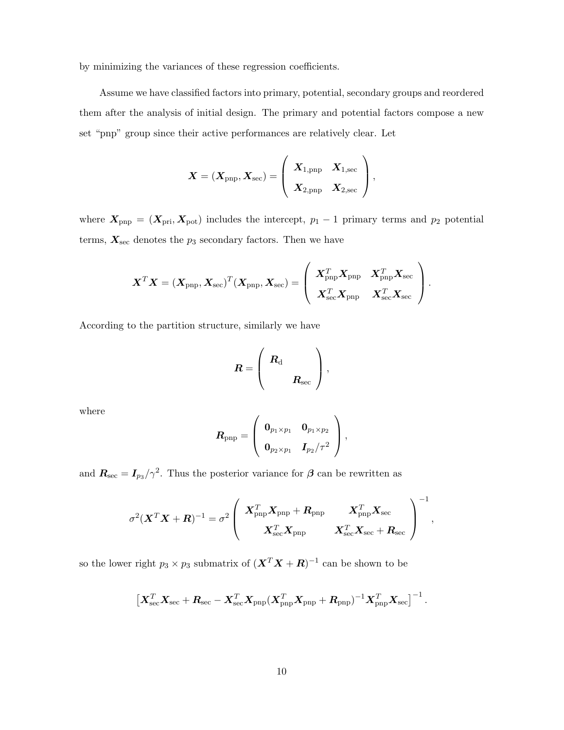by minimizing the variances of these regression coefficients.

Assume we have classified factors into primary, potential, secondary groups and reordered them after the analysis of initial design. The primary and potential factors compose a new set "pnp" group since their active performances are relatively clear. Let

$$\boldsymbol{X} = (\boldsymbol{X}_{\text{pnp}}, \boldsymbol{X}_{\text{sec}}) = \begin{pmatrix} \boldsymbol{X}_{1,\text{pnp}} & \boldsymbol{X}_{1,\text{sec}} \\ \boldsymbol{X}_{2,\text{pnp}} & \boldsymbol{X}_{2,\text{sec}} \end{pmatrix},$$

where $\boldsymbol{X}_{\text{pnp}} = (\boldsymbol{X}_{\text{pri}}, \boldsymbol{X}_{\text{pot}})$ includes the intercept, $p_1 - 1$ primary terms and $p_2$ potential terms, $\boldsymbol{X}_{\text{sec}}$ denotes the $p_3$ secondary factors. Then we have

$$\boldsymbol{X}^T\boldsymbol{X} = (\boldsymbol{X}_{\text{pnp}}, \boldsymbol{X}_{\text{sec}})^T(\boldsymbol{X}_{\text{pnp}}, \boldsymbol{X}_{\text{sec}}) = \begin{pmatrix} \boldsymbol{X}_{\text{pnp}}^T\boldsymbol{X}_{\text{pnp}} & \boldsymbol{X}_{\text{pnp}}^T\boldsymbol{X}_{\text{sec}} \\ \boldsymbol{X}_{\text{sec}}^T\boldsymbol{X}_{\text{pnp}} & \boldsymbol{X}_{\text{sec}}^T\boldsymbol{X}_{\text{sec}} \end{pmatrix}.$$

According to the partition structure, similarly we have

$$\boldsymbol{R} = \begin{pmatrix} \boldsymbol{R}_{\text{d}} & \\ & \boldsymbol{R}_{\text{sec}} \end{pmatrix},$$

where

$$\boldsymbol{R}_{\text{pnp}} = \begin{pmatrix} \boldsymbol{0}_{p_1 \times p_1} & \boldsymbol{0}_{p_1 \times p_2} \\ \boldsymbol{0}_{p_2 \times p_1} & \boldsymbol{I}_{p_2}/\tau^2 \end{pmatrix},$$

and $\boldsymbol{R}_{\text{sec}} = \boldsymbol{I}_{p_3}/\gamma^2$. Thus the posterior variance for $\boldsymbol{\beta}$ can be rewritten as

$$\sigma^2(\boldsymbol{X}^T\boldsymbol{X} + \boldsymbol{R})^{-1} = \sigma^2 \begin{pmatrix} \boldsymbol{X}_{\text{pnp}}^T\boldsymbol{X}_{\text{pnp}} + \boldsymbol{R}_{\text{pnp}} & \boldsymbol{X}_{\text{pnp}}^T\boldsymbol{X}_{\text{sec}} \\ \boldsymbol{X}_{\text{sec}}^T\boldsymbol{X}_{\text{pnp}} & \boldsymbol{X}_{\text{sec}}^T\boldsymbol{X}_{\text{sec}} + \boldsymbol{R}_{\text{sec}} \end{pmatrix}^{-1},$$

so the lower right $p_3 \times p_3$ submatrix of $(\boldsymbol{X}^T\boldsymbol{X} + \boldsymbol{R})^{-1}$ can be shown to be

$$\left[\boldsymbol{X}_{\text{sec}}^T\boldsymbol{X}_{\text{sec}} + \boldsymbol{R}_{\text{sec}} - \boldsymbol{X}_{\text{sec}}^T\boldsymbol{X}_{\text{pnp}}(\boldsymbol{X}_{\text{pnp}}^T\boldsymbol{X}_{\text{pnp}} + \boldsymbol{R}_{\text{pnp}})^{-1}\boldsymbol{X}_{\text{pnp}}^T\boldsymbol{X}_{\text{sec}}\right]^{-1}.$$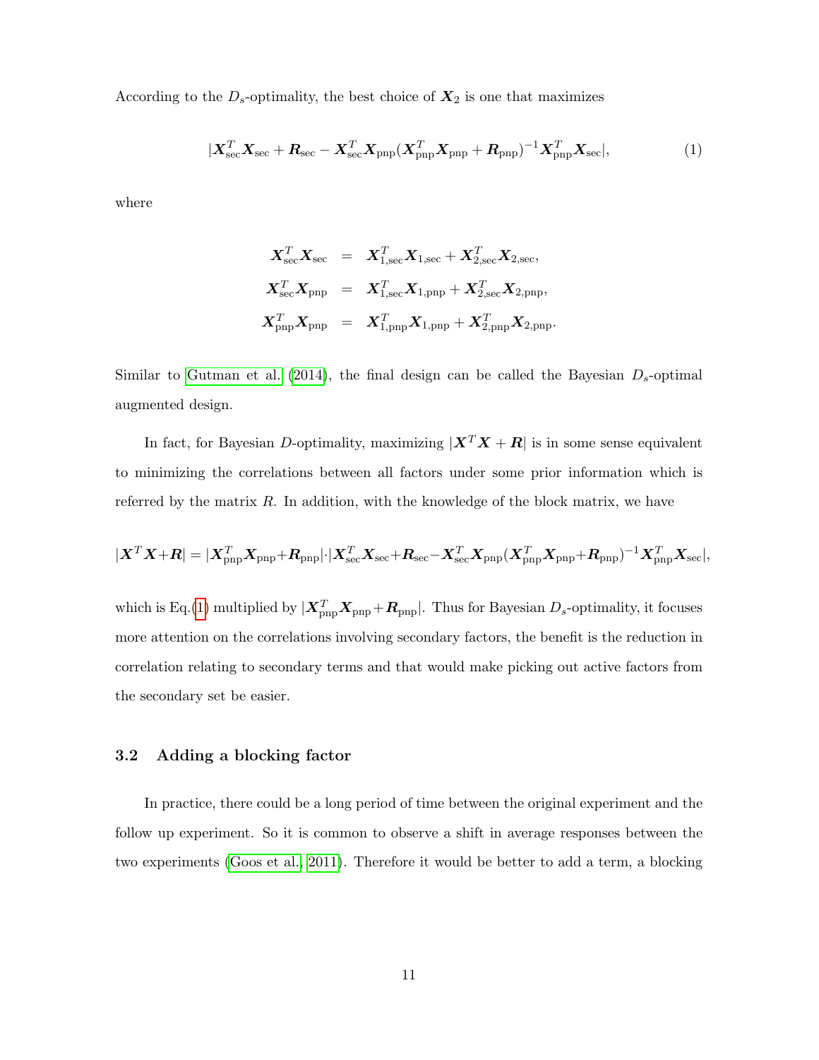According to the $D_s$-optimality, the best choice of $\boldsymbol{X}_2$ is one that maximizes

$$|\boldsymbol{X}_{\text{sec}}^T\boldsymbol{X}_{\text{sec}} + \boldsymbol{R}_{\text{sec}} - \boldsymbol{X}_{\text{sec}}^T\boldsymbol{X}_{\text{pnp}}(\boldsymbol{X}_{\text{pnp}}^T\boldsymbol{X}_{\text{pnp}} + \boldsymbol{R}_{\text{pnp}})^{-1}\boldsymbol{X}_{\text{pnp}}^T\boldsymbol{X}_{\text{sec}}|, \tag{1}$$

where

$$\begin{aligned}
\boldsymbol{X}_{\text{sec}}^T\boldsymbol{X}_{\text{sec}} &= \boldsymbol{X}_{1,\text{sec}}^T\boldsymbol{X}_{1,\text{sec}} + \boldsymbol{X}_{2,\text{sec}}^T\boldsymbol{X}_{2,\text{sec}},\\
\boldsymbol{X}_{\text{sec}}^T\boldsymbol{X}_{\text{pnp}} &= \boldsymbol{X}_{1,\text{sec}}^T\boldsymbol{X}_{1,\text{pnp}} + \boldsymbol{X}_{2,\text{sec}}^T\boldsymbol{X}_{2,\text{pnp}},\\
\boldsymbol{X}_{\text{pnp}}^T\boldsymbol{X}_{\text{pnp}} &= \boldsymbol{X}_{1,\text{pnp}}^T\boldsymbol{X}_{1,\text{pnp}} + \boldsymbol{X}_{2,\text{pnp}}^T\boldsymbol{X}_{2,\text{pnp}}.
\end{aligned}$$

Similar to Gutman et al. (2014), the final design can be called the Bayesian $D_s$-optimal augmented design.

In fact, for Bayesian $D$-optimality, maximizing $|\boldsymbol{X}^T\boldsymbol{X} + \boldsymbol{R}|$ is in some sense equivalent to minimizing the correlations between all factors under some prior information which is referred by the matrix $R$. In addition, with the knowledge of the block matrix, we have

$$|\boldsymbol{X}^T\boldsymbol{X}+\boldsymbol{R}| = |\boldsymbol{X}_{\text{pnp}}^T\boldsymbol{X}_{\text{pnp}}+\boldsymbol{R}_{\text{pnp}}|\cdot|\boldsymbol{X}_{\text{sec}}^T\boldsymbol{X}_{\text{sec}}+\boldsymbol{R}_{\text{sec}}-\boldsymbol{X}_{\text{sec}}^T\boldsymbol{X}_{\text{pnp}}(\boldsymbol{X}_{\text{pnp}}^T\boldsymbol{X}_{\text{pnp}}+\boldsymbol{R}_{\text{pnp}})^{-1}\boldsymbol{X}_{\text{pnp}}^T\boldsymbol{X}_{\text{sec}}|,$$

which is Eq.(1) multiplied by $|\boldsymbol{X}_{\text{pnp}}^T\boldsymbol{X}_{\text{pnp}}+\boldsymbol{R}_{\text{pnp}}|$. Thus for Bayesian $D_s$-optimality, it focuses more attention on the correlations involving secondary factors, the benefit is the reduction in correlation relating to secondary terms and that would make picking out active factors from the secondary set be easier.

### 3.2 Adding a blocking factor

In practice, there could be a long period of time between the original experiment and the follow up experiment. So it is common to observe a shift in average responses between the two experiments (Goos et al., 2011). Therefore it would be better to add a term, a blocking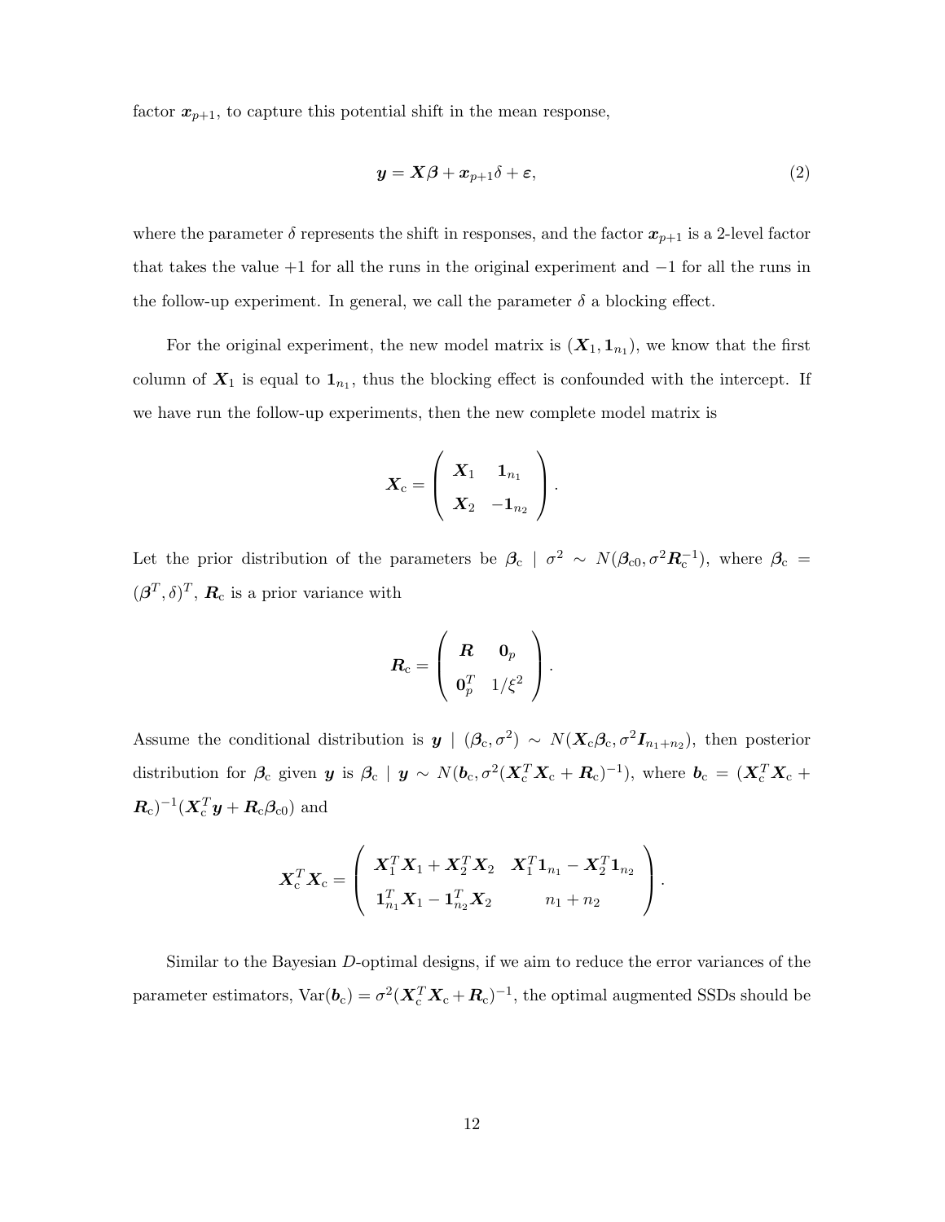factor $\boldsymbol{x}_{p+1}$, to capture this potential shift in the mean response,

$$\boldsymbol{y} = \boldsymbol{X}\boldsymbol{\beta} + \boldsymbol{x}_{p+1}\delta + \boldsymbol{\varepsilon}, \tag{2}$$

where the parameter $\delta$ represents the shift in responses, and the factor $\boldsymbol{x}_{p+1}$ is a 2-level factor that takes the value $+1$ for all the runs in the original experiment and $-1$ for all the runs in the follow-up experiment. In general, we call the parameter $\delta$ a blocking effect.

For the original experiment, the new model matrix is $(\boldsymbol{X}_1, \boldsymbol{1}_{n_1})$, we know that the first column of $\boldsymbol{X}_1$ is equal to $\boldsymbol{1}_{n_1}$, thus the blocking effect is confounded with the intercept. If we have run the follow-up experiments, then the new complete model matrix is

$$\boldsymbol{X}_{\rm c} = \begin{pmatrix} \boldsymbol{X}_1 & \boldsymbol{1}_{n_1} \\ \boldsymbol{X}_2 & -\boldsymbol{1}_{n_2} \end{pmatrix}.$$

Let the prior distribution of the parameters be $\boldsymbol{\beta}_{\rm c} \mid \sigma^2 \sim N(\boldsymbol{\beta}_{\rm c0}, \sigma^2\boldsymbol{R}_{\rm c}^{-1})$, where $\boldsymbol{\beta}_{\rm c} = (\boldsymbol{\beta}^T, \delta)^T$, $\boldsymbol{R}_{\rm c}$ is a prior variance with

$$\boldsymbol{R}_{\rm c} = \begin{pmatrix} \boldsymbol{R} & \boldsymbol{0}_p \\ \boldsymbol{0}_p^T & 1/\xi^2 \end{pmatrix}.$$

Assume the conditional distribution is $\boldsymbol{y} \mid (\boldsymbol{\beta}_{\rm c}, \sigma^2) \sim N(\boldsymbol{X}_{\rm c}\boldsymbol{\beta}_{\rm c}, \sigma^2\boldsymbol{I}_{n_1+n_2})$, then posterior distribution for $\boldsymbol{\beta}_{\rm c}$ given $\boldsymbol{y}$ is $\boldsymbol{\beta}_{\rm c} \mid \boldsymbol{y} \sim N(\boldsymbol{b}_{\rm c}, \sigma^2(\boldsymbol{X}_{\rm c}^T\boldsymbol{X}_{\rm c} + \boldsymbol{R}_{\rm c})^{-1})$, where $\boldsymbol{b}_{\rm c} = (\boldsymbol{X}_{\rm c}^T\boldsymbol{X}_{\rm c} + \boldsymbol{R}_{\rm c})^{-1}(\boldsymbol{X}_{\rm c}^T\boldsymbol{y} + \boldsymbol{R}_{\rm c}\boldsymbol{\beta}_{\rm c0})$ and

$$\boldsymbol{X}_{\rm c}^T\boldsymbol{X}_{\rm c} = \begin{pmatrix} \boldsymbol{X}_1^T\boldsymbol{X}_1 + \boldsymbol{X}_2^T\boldsymbol{X}_2 & \boldsymbol{X}_1^T\boldsymbol{1}_{n_1} - \boldsymbol{X}_2^T\boldsymbol{1}_{n_2} \\ \boldsymbol{1}_{n_1}^T\boldsymbol{X}_1 - \boldsymbol{1}_{n_2}^T\boldsymbol{X}_2 & n_1 + n_2 \end{pmatrix}.$$

Similar to the Bayesian $D$-optimal designs, if we aim to reduce the error variances of the parameter estimators, $\mathrm{Var}(\boldsymbol{b}_{\rm c}) = \sigma^2(\boldsymbol{X}_{\rm c}^T\boldsymbol{X}_{\rm c} + \boldsymbol{R}_{\rm c})^{-1}$, the optimal augmented SSDs should be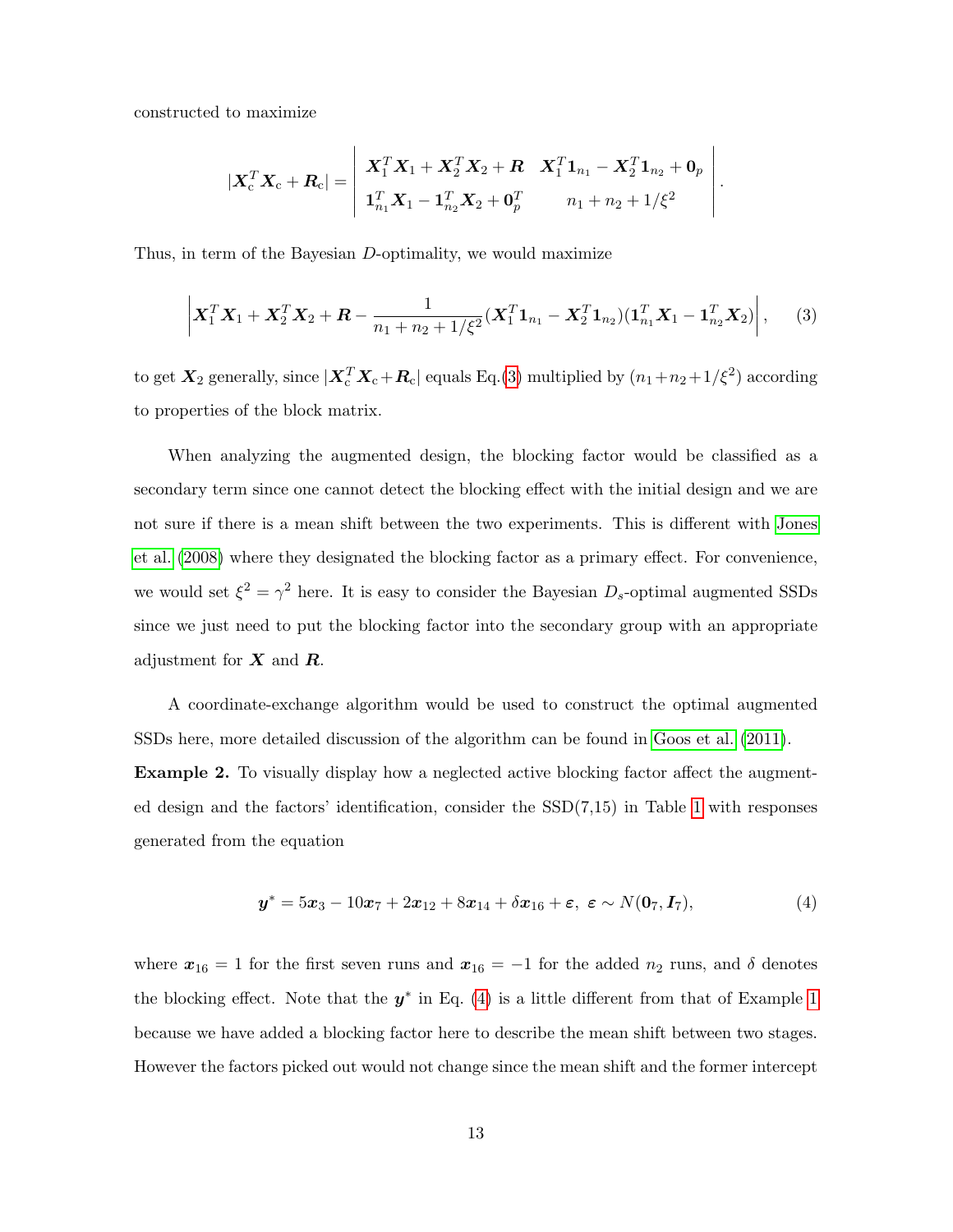constructed to maximize

$$
|\boldsymbol{X}_{\mathrm{c}}^T\boldsymbol{X}_{\mathrm{c}}+\boldsymbol{R}_{\mathrm{c}}| = \begin{vmatrix} \boldsymbol{X}_1^T\boldsymbol{X}_1+\boldsymbol{X}_2^T\boldsymbol{X}_2+\boldsymbol{R} & \boldsymbol{X}_1^T\boldsymbol{1}_{n_1}-\boldsymbol{X}_2^T\boldsymbol{1}_{n_2}+\boldsymbol{0}_p \\ \boldsymbol{1}_{n_1}^T\boldsymbol{X}_1-\boldsymbol{1}_{n_2}^T\boldsymbol{X}_2+\boldsymbol{0}_p^T & n_1+n_2+1/\xi^2 \end{vmatrix}.
$$

Thus, in term of the Bayesian $D$-optimality, we would maximize

$$
\left|\boldsymbol{X}_1^T\boldsymbol{X}_1+\boldsymbol{X}_2^T\boldsymbol{X}_2+\boldsymbol{R}-\frac{1}{n_1+n_2+1/\xi^2}(\boldsymbol{X}_1^T\boldsymbol{1}_{n_1}-\boldsymbol{X}_2^T\boldsymbol{1}_{n_2})(\boldsymbol{1}_{n_1}^T\boldsymbol{X}_1-\boldsymbol{1}_{n_2}^T\boldsymbol{X}_2)\right|, \qquad (3)
$$

to get $\boldsymbol{X}_2$ generally, since $|\boldsymbol{X}_{\mathrm{c}}^T\boldsymbol{X}_{\mathrm{c}}+\boldsymbol{R}_{\mathrm{c}}|$ equals Eq.(3) multiplied by $(n_1+n_2+1/\xi^2)$ according to properties of the block matrix.

When analyzing the augmented design, the blocking factor would be classified as a secondary term since one cannot detect the blocking effect with the initial design and we are not sure if there is a mean shift between the two experiments. This is different with Jones et al. (2008) where they designated the blocking factor as a primary effect. For convenience, we would set $\xi^2=\gamma^2$ here. It is easy to consider the Bayesian $D_s$-optimal augmented SSDs since we just need to put the blocking factor into the secondary group with an appropriate adjustment for $\boldsymbol{X}$ and $\boldsymbol{R}$.

A coordinate-exchange algorithm would be used to construct the optimal augmented SSDs here, more detailed discussion of the algorithm can be found in Goos et al. (2011).

**Example 2.** To visually display how a neglected active blocking factor affect the augmented design and the factors' identification, consider the SSD(7,15) in Table 1 with responses generated from the equation

$$
\boldsymbol{y}^* = 5\boldsymbol{x}_3 - 10\boldsymbol{x}_7 + 2\boldsymbol{x}_{12} + 8\boldsymbol{x}_{14} + \delta\boldsymbol{x}_{16} + \boldsymbol{\varepsilon},\ \boldsymbol{\varepsilon} \sim N(\boldsymbol{0}_7, \boldsymbol{I}_7), \qquad (4)
$$

where $\boldsymbol{x}_{16}=1$ for the first seven runs and $\boldsymbol{x}_{16}=-1$ for the added $n_2$ runs, and $\delta$ denotes the blocking effect. Note that the $\boldsymbol{y}^*$ in Eq. (4) is a little different from that of Example 1 because we have added a blocking factor here to describe the mean shift between two stages. However the factors picked out would not change since the mean shift and the former intercept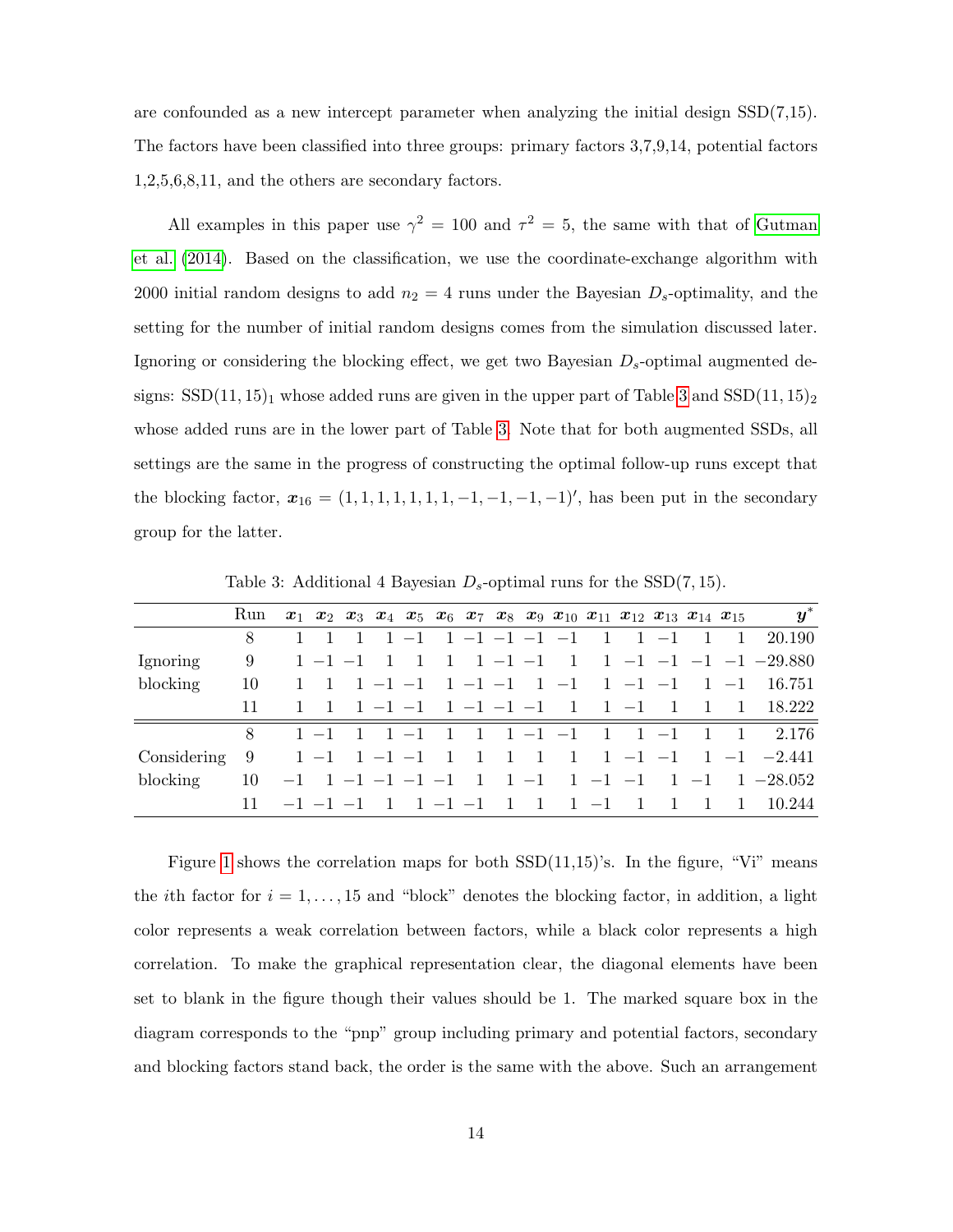are confounded as a new intercept parameter when analyzing the initial design SSD(7,15). The factors have been classified into three groups: primary factors 3,7,9,14, potential factors 1,2,5,6,8,11, and the others are secondary factors.

All examples in this paper use $\gamma^2 = 100$ and $\tau^2 = 5$, the same with that of Gutman et al. (2014). Based on the classification, we use the coordinate-exchange algorithm with 2000 initial random designs to add $n_2 = 4$ runs under the Bayesian $D_s$-optimality, and the setting for the number of initial random designs comes from the simulation discussed later. Ignoring or considering the blocking effect, we get two Bayesian $D_s$-optimal augmented designs: $\text{SSD}(11, 15)_1$ whose added runs are given in the upper part of Table 3 and $\text{SSD}(11, 15)_2$ whose added runs are in the lower part of Table 3. Note that for both augmented SSDs, all settings are the same in the progress of constructing the optimal follow-up runs except that the blocking factor, $\boldsymbol{x}_{16} = (1, 1, 1, 1, 1, 1, 1, -1, -1, -1, -1)'$, has been put in the secondary group for the latter.

Table 3: Additional 4 Bayesian $D_s$-optimal runs for the SSD(7, 15).

| | Run | $\boldsymbol{x}_1$ | $\boldsymbol{x}_2$ | $\boldsymbol{x}_3$ | $\boldsymbol{x}_4$ | $\boldsymbol{x}_5$ | $\boldsymbol{x}_6$ | $\boldsymbol{x}_7$ | $\boldsymbol{x}_8$ | $\boldsymbol{x}_9$ | $\boldsymbol{x}_{10}$ | $\boldsymbol{x}_{11}$ | $\boldsymbol{x}_{12}$ | $\boldsymbol{x}_{13}$ | $\boldsymbol{x}_{14}$ | $\boldsymbol{x}_{15}$ | $\boldsymbol{y}^*$ |
|---|---|---|---|---|---|---|---|---|---|---|---|---|---|---|---|---|---|
| | 8 | 1 | 1 | 1 | 1 | −1 | 1 | −1 | −1 | −1 | −1 | 1 | 1 | −1 | 1 | 1 | 20.190 |
| Ignoring | 9 | 1 | −1 | −1 | 1 | 1 | 1 | 1 | −1 | −1 | 1 | 1 | −1 | −1 | −1 | −1 | −29.880 |
| blocking | 10 | 1 | 1 | 1 | −1 | −1 | 1 | −1 | −1 | 1 | −1 | 1 | −1 | −1 | 1 | −1 | 16.751 |
| | 11 | 1 | 1 | 1 | −1 | −1 | 1 | −1 | −1 | −1 | 1 | 1 | −1 | 1 | 1 | 1 | 18.222 |
| | 8 | 1 | −1 | 1 | 1 | −1 | 1 | 1 | 1 | −1 | −1 | 1 | 1 | −1 | 1 | 1 | 2.176 |
| Considering | 9 | 1 | −1 | 1 | −1 | −1 | 1 | 1 | 1 | 1 | 1 | 1 | −1 | −1 | 1 | −1 | −2.441 |
| blocking | 10 | −1 | 1 | −1 | −1 | −1 | −1 | 1 | 1 | −1 | 1 | −1 | −1 | 1 | −1 | 1 | −28.052 |
| | 11 | −1 | −1 | −1 | 1 | 1 | −1 | −1 | 1 | 1 | 1 | −1 | 1 | 1 | 1 | 1 | 10.244 |

Figure 1 shows the correlation maps for both SSD(11,15)'s. In the figure, "Vi" means the $i$th factor for $i = 1, \ldots, 15$ and "block" denotes the blocking factor, in addition, a light color represents a weak correlation between factors, while a black color represents a high correlation. To make the graphical representation clear, the diagonal elements have been set to blank in the figure though their values should be 1. The marked square box in the diagram corresponds to the "pnp" group including primary and potential factors, secondary and blocking factors stand back, the order is the same with the above. Such an arrangement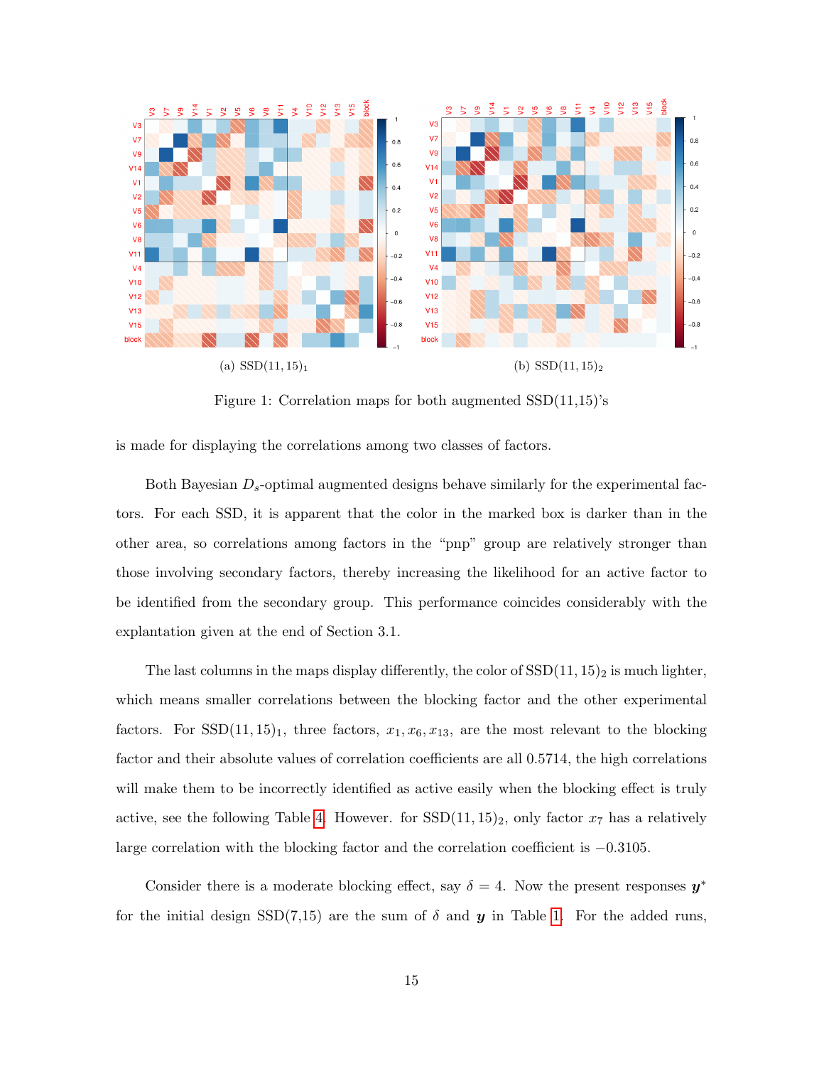(a) $\mathrm{SSD}(11,15)_1$

(b) $\mathrm{SSD}(11,15)_2$

Figure 1: Correlation maps for both augmented SSD(11,15)'s

is made for displaying the correlations among two classes of factors.

Both Bayesian $D_s$-optimal augmented designs behave similarly for the experimental factors. For each SSD, it is apparent that the color in the marked box is darker than in the other area, so correlations among factors in the "pnp" group are relatively stronger than those involving secondary factors, thereby increasing the likelihood for an active factor to be identified from the secondary group. This performance coincides considerably with the explantation given at the end of Section 3.1.

The last columns in the maps display differently, the color of $\mathrm{SSD}(11,15)_2$ is much lighter, which means smaller correlations between the blocking factor and the other experimental factors. For $\mathrm{SSD}(11,15)_1$, three factors, $x_1, x_6, x_{13}$, are the most relevant to the blocking factor and their absolute values of correlation coefficients are all 0.5714, the high correlations will make them to be incorrectly identified as active easily when the blocking effect is truly active, see the following Table 4. However. for $\mathrm{SSD}(11,15)_2$, only factor $x_7$ has a relatively large correlation with the blocking factor and the correlation coefficient is $-0.3105$.

Consider there is a moderate blocking effect, say $\delta = 4$. Now the present responses $\boldsymbol{y}^*$ for the initial design SSD(7,15) are the sum of $\delta$ and $\boldsymbol{y}$ in Table 1. For the added runs,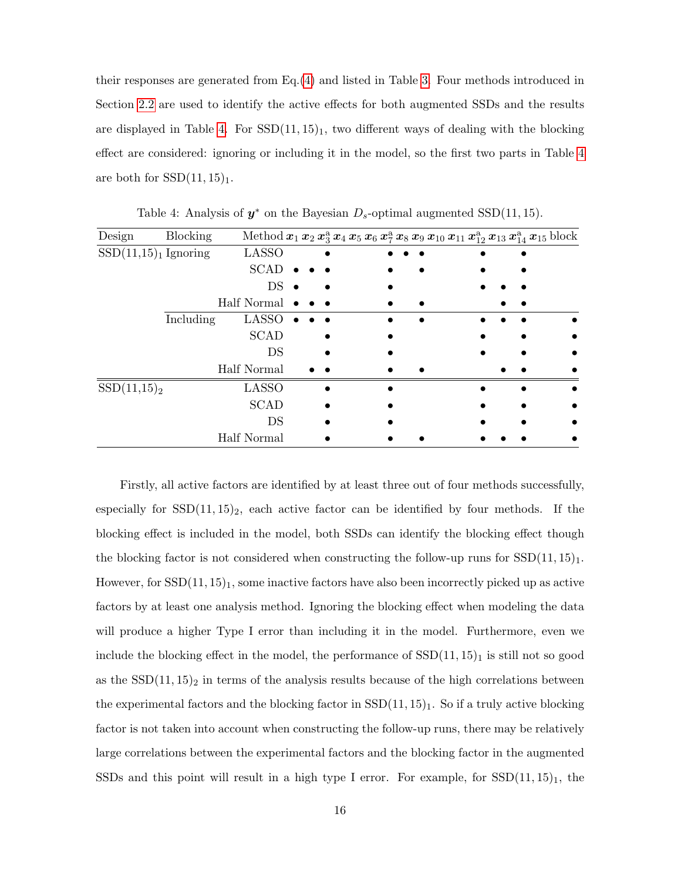their responses are generated from Eq.(4) and listed in Table 3. Four methods introduced in Section 2.2 are used to identify the active effects for both augmented SSDs and the results are displayed in Table 4. For $\text{SSD}(11, 15)_1$, two different ways of dealing with the blocking effect are considered: ignoring or including it in the model, so the first two parts in Table 4 are both for $\text{SSD}(11, 15)_1$.

Table 4: Analysis of $\boldsymbol{y}^*$ on the Bayesian $D_s$-optimal augmented SSD(11, 15).

| Design | Blocking | Method | $\boldsymbol{x}_1$ | $\boldsymbol{x}_2$ | $\boldsymbol{x}_3^{\text{a}}$ | $\boldsymbol{x}_4$ | $\boldsymbol{x}_5$ | $\boldsymbol{x}_6$ | $\boldsymbol{x}_7^{\text{a}}$ | $\boldsymbol{x}_8$ | $\boldsymbol{x}_9$ | $\boldsymbol{x}_{10}$ | $\boldsymbol{x}_{11}$ | $\boldsymbol{x}_{12}^{\text{a}}$ | $\boldsymbol{x}_{13}$ | $\boldsymbol{x}_{14}^{\text{a}}$ | $\boldsymbol{x}_{15}$ | block |
|---|---|---|---|---|---|---|---|---|---|---|---|---|---|---|---|---|---|---|
| $\text{SSD(11,15)}_1$ | Ignoring | LASSO | | | • | | | | • | • | • | | | • | | • | | |
| | | SCAD | • | • | • | | | | • | | • | | | • | | • | | |
| | | DS | • | | • | | | | • | | | | | • | • | • | | |
| | | Half Normal | • | • | • | | | | • | | • | | | | • | • | | |
| | Including | LASSO | • | • | • | | | | • | | • | | | • | • | • | | • |
| | | SCAD | | | • | | | | • | | | | | • | | • | | • |
| | | DS | | | • | | | | • | | | | | • | | • | | • |
| | | Half Normal | | • | • | | | | • | | • | | | | • | • | | • |
| $\text{SSD(11,15)}_2$ | | LASSO | | | • | | | | • | | | | | • | | • | | • |
| | | SCAD | | | • | | | | • | | | | | • | | • | | • |
| | | DS | | | • | | | | • | | | | | • | | • | | • |
| | | Half Normal | | | • | | | | • | | • | | | • | • | • | | • |

Firstly, all active factors are identified by at least three out of four methods successfully, especially for $\text{SSD}(11, 15)_2$, each active factor can be identified by four methods. If the blocking effect is included in the model, both SSDs can identify the blocking effect though the blocking factor is not considered when constructing the follow-up runs for $\text{SSD}(11, 15)_1$. However, for $\text{SSD}(11, 15)_1$, some inactive factors have also been incorrectly picked up as active factors by at least one analysis method. Ignoring the blocking effect when modeling the data will produce a higher Type I error than including it in the model. Furthermore, even we include the blocking effect in the model, the performance of $\text{SSD}(11, 15)_1$ is still not so good as the $\text{SSD}(11, 15)_2$ in terms of the analysis results because of the high correlations between the experimental factors and the blocking factor in $\text{SSD}(11, 15)_1$. So if a truly active blocking factor is not taken into account when constructing the follow-up runs, there may be relatively large correlations between the experimental factors and the blocking factor in the augmented SSDs and this point will result in a high type I error. For example, for $\text{SSD}(11, 15)_1$, the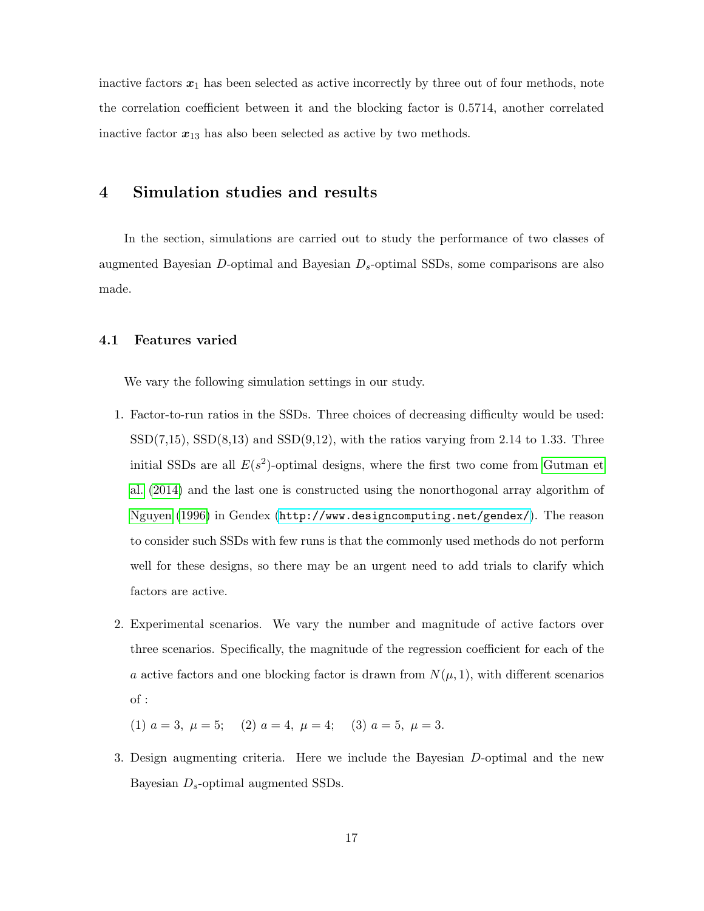inactive factors $\boldsymbol{x}_1$ has been selected as active incorrectly by three out of four methods, note the correlation coefficient between it and the blocking factor is 0.5714, another correlated inactive factor $\boldsymbol{x}_{13}$ has also been selected as active by two methods.

# 4 Simulation studies and results

In the section, simulations are carried out to study the performance of two classes of augmented Bayesian $D$-optimal and Bayesian $D_s$-optimal SSDs, some comparisons are also made.

## 4.1 Features varied

We vary the following simulation settings in our study.

1. Factor-to-run ratios in the SSDs. Three choices of decreasing difficulty would be used: SSD(7,15), SSD(8,13) and SSD(9,12), with the ratios varying from 2.14 to 1.33. Three initial SSDs are all $E(s^2)$-optimal designs, where the first two come from Gutman et al. (2014) and the last one is constructed using the nonorthogonal array algorithm of Nguyen (1996) in Gendex (http://www.designcomputing.net/gendex/). The reason to consider such SSDs with few runs is that the commonly used methods do not perform well for these designs, so there may be an urgent need to add trials to clarify which factors are active.

2. Experimental scenarios. We vary the number and magnitude of active factors over three scenarios. Specifically, the magnitude of the regression coefficient for each of the $a$ active factors and one blocking factor is drawn from $N(\mu, 1)$, with different scenarios of :

   (1) $a = 3,\ \mu = 5$; (2) $a = 4,\ \mu = 4$; (3) $a = 5,\ \mu = 3$.

3. Design augmenting criteria. Here we include the Bayesian $D$-optimal and the new Bayesian $D_s$-optimal augmented SSDs.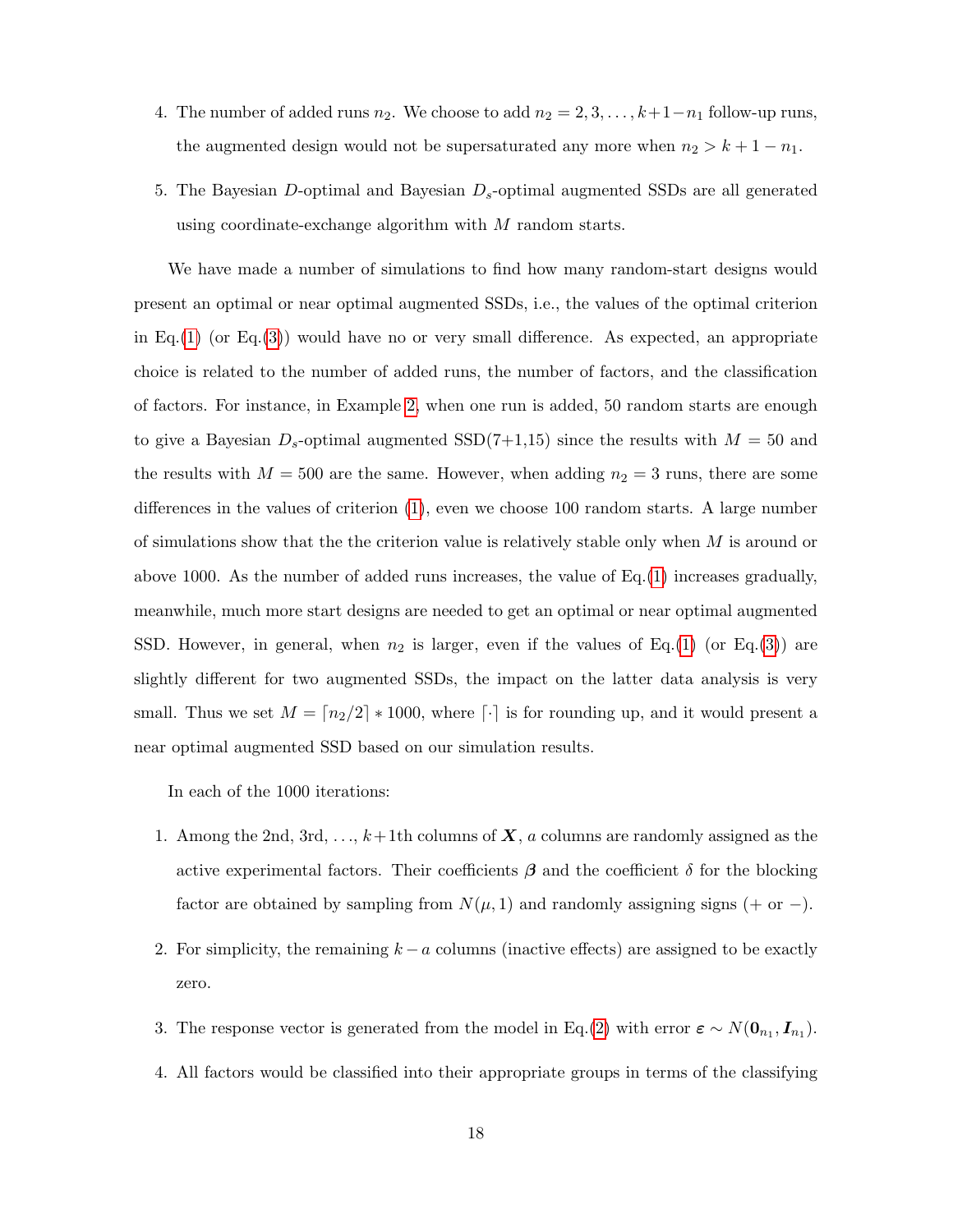4. The number of added runs $n_2$. We choose to add $n_2 = 2, 3, \ldots, k+1-n_1$ follow-up runs, the augmented design would not be supersaturated any more when $n_2 > k + 1 - n_1$.

5. The Bayesian $D$-optimal and Bayesian $D_s$-optimal augmented SSDs are all generated using coordinate-exchange algorithm with $M$ random starts.

We have made a number of simulations to find how many random-start designs would present an optimal or near optimal augmented SSDs, i.e., the values of the optimal criterion in Eq.(1) (or Eq.(3)) would have no or very small difference. As expected, an appropriate choice is related to the number of added runs, the number of factors, and the classification of factors. For instance, in Example 2, when one run is added, 50 random starts are enough to give a Bayesian $D_s$-optimal augmented SSD(7+1,15) since the results with $M = 50$ and the results with $M = 500$ are the same. However, when adding $n_2 = 3$ runs, there are some differences in the values of criterion (1), even we choose 100 random starts. A large number of simulations show that the the criterion value is relatively stable only when $M$ is around or above 1000. As the number of added runs increases, the value of Eq.(1) increases gradually, meanwhile, much more start designs are needed to get an optimal or near optimal augmented SSD. However, in general, when $n_2$ is larger, even if the values of Eq.(1) (or Eq.(3)) are slightly different for two augmented SSDs, the impact on the latter data analysis is very small. Thus we set $M = \lceil n_2/2 \rceil * 1000$, where $\lceil \cdot \rceil$ is for rounding up, and it would present a near optimal augmented SSD based on our simulation results.

In each of the 1000 iterations:

1. Among the 2nd, 3rd, $\ldots$, $k+1$th columns of $\boldsymbol{X}$, $a$ columns are randomly assigned as the active experimental factors. Their coefficients $\boldsymbol{\beta}$ and the coefficient $\delta$ for the blocking factor are obtained by sampling from $N(\mu, 1)$ and randomly assigning signs (+ or −).

2. For simplicity, the remaining $k - a$ columns (inactive effects) are assigned to be exactly zero.

3. The response vector is generated from the model in Eq.(2) with error $\boldsymbol{\varepsilon} \sim N(\boldsymbol{0}_{n_1}, \boldsymbol{I}_{n_1})$.

4. All factors would be classified into their appropriate groups in terms of the classifying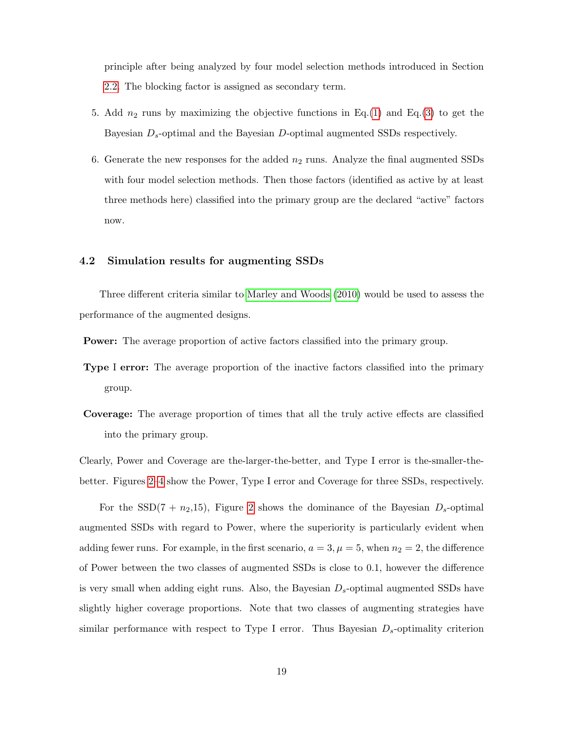principle after being analyzed by four model selection methods introduced in Section 2.2. The blocking factor is assigned as secondary term.

5. Add $n_2$ runs by maximizing the objective functions in Eq.(1) and Eq.(3) to get the Bayesian $D_s$-optimal and the Bayesian $D$-optimal augmented SSDs respectively.

6. Generate the new responses for the added $n_2$ runs. Analyze the final augmented SSDs with four model selection methods. Then those factors (identified as active by at least three methods here) classified into the primary group are the declared "active" factors now.

### 4.2 Simulation results for augmenting SSDs

Three different criteria similar to Marley and Woods (2010) would be used to assess the performance of the augmented designs.

**Power:** The average proportion of active factors classified into the primary group.

**Type** I **error:** The average proportion of the inactive factors classified into the primary group.

**Coverage:** The average proportion of times that all the truly active effects are classified into the primary group.

Clearly, Power and Coverage are the-larger-the-better, and Type I error is the-smaller-the-better. Figures 2–4 show the Power, Type I error and Coverage for three SSDs, respectively.

For the SSD($7 + n_2$,15), Figure 2 shows the dominance of the Bayesian $D_s$-optimal augmented SSDs with regard to Power, where the superiority is particularly evident when adding fewer runs. For example, in the first scenario, $a = 3, \mu = 5$, when $n_2 = 2$, the difference of Power between the two classes of augmented SSDs is close to 0.1, however the difference is very small when adding eight runs. Also, the Bayesian $D_s$-optimal augmented SSDs have slightly higher coverage proportions. Note that two classes of augmenting strategies have similar performance with respect to Type I error. Thus Bayesian $D_s$-optimality criterion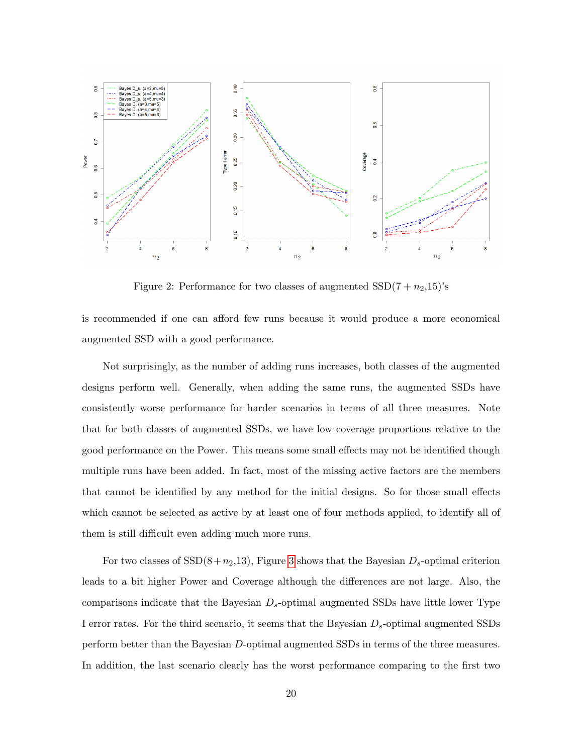Figure 2: Performance for two classes of augmented SSD($7 + n_2$,15)'s

is recommended if one can afford few runs because it would produce a more economical augmented SSD with a good performance.

Not surprisingly, as the number of adding runs increases, both classes of the augmented designs perform well. Generally, when adding the same runs, the augmented SSDs have consistently worse performance for harder scenarios in terms of all three measures. Note that for both classes of augmented SSDs, we have low coverage proportions relative to the good performance on the Power. This means some small effects may not be identified though multiple runs have been added. In fact, most of the missing active factors are the members that cannot be identified by any method for the initial designs. So for those small effects which cannot be selected as active by at least one of four methods applied, to identify all of them is still difficult even adding much more runs.

For two classes of SSD($8+n_2$,13), Figure 3 shows that the Bayesian $D_s$-optimal criterion leads to a bit higher Power and Coverage although the differences are not large. Also, the comparisons indicate that the Bayesian $D_s$-optimal augmented SSDs have little lower Type I error rates. For the third scenario, it seems that the Bayesian $D_s$-optimal augmented SSDs perform better than the Bayesian $D$-optimal augmented SSDs in terms of the three measures. In addition, the last scenario clearly has the worst performance comparing to the first two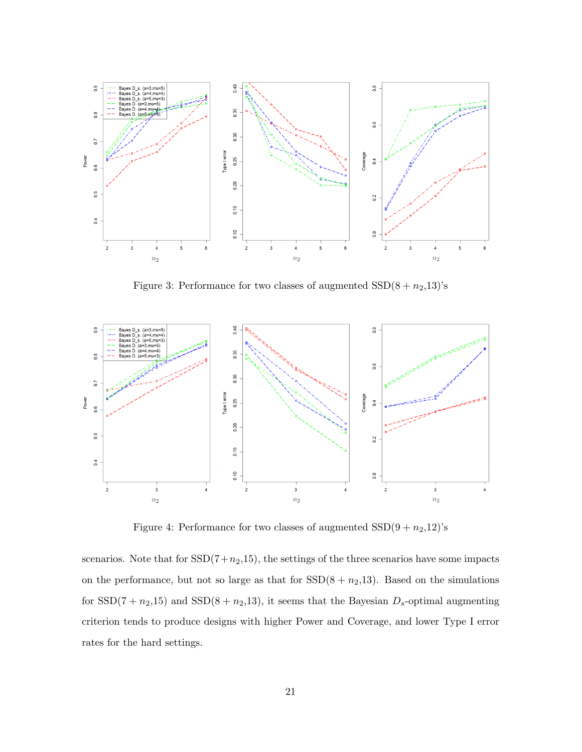Figure 3: Performance for two classes of augmented SSD($8 + n_2$,13)'s

Figure 4: Performance for two classes of augmented SSD($9 + n_2$,12)'s

scenarios. Note that for SSD($7+n_2$,15), the settings of the three scenarios have some impacts on the performance, but not so large as that for SSD($8 + n_2$,13). Based on the simulations for SSD($7 + n_2$,15) and SSD($8 + n_2$,13), it seems that the Bayesian $D_s$-optimal augmenting criterion tends to produce designs with higher Power and Coverage, and lower Type I error rates for the hard settings.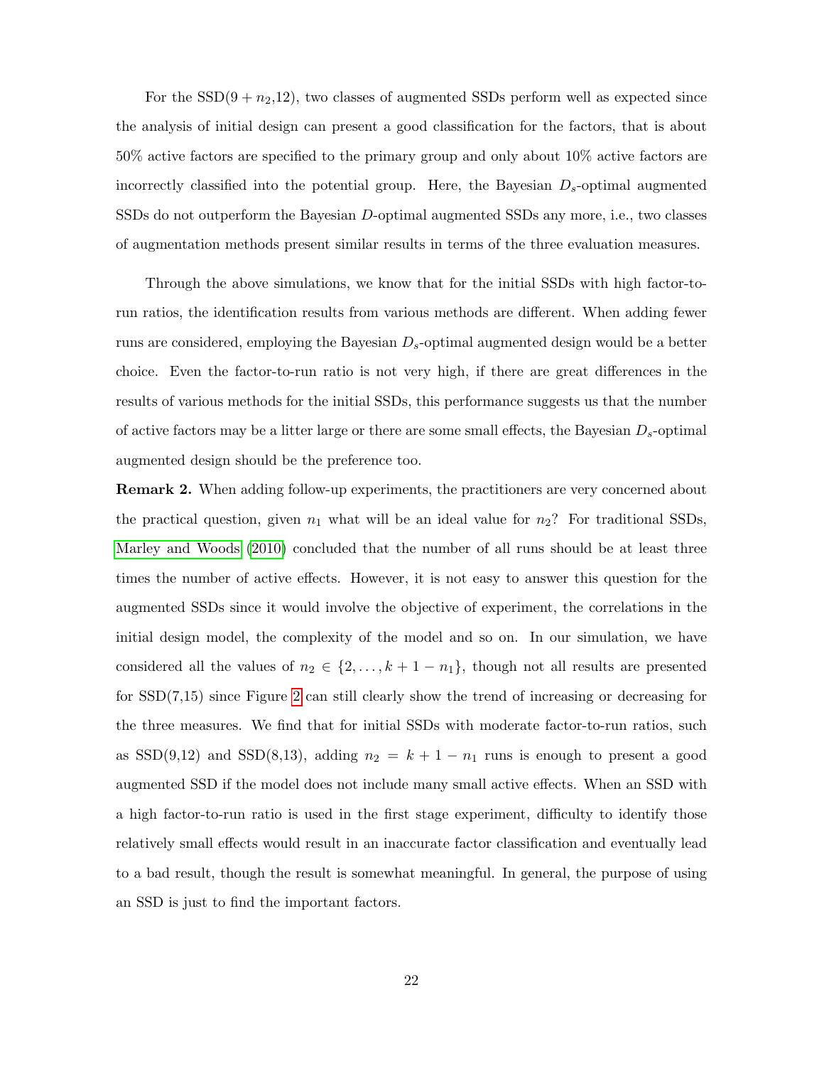For the SSD($9 + n_2$,12), two classes of augmented SSDs perform well as expected since the analysis of initial design can present a good classification for the factors, that is about 50% active factors are specified to the primary group and only about 10% active factors are incorrectly classified into the potential group. Here, the Bayesian $D_s$-optimal augmented SSDs do not outperform the Bayesian $D$-optimal augmented SSDs any more, i.e., two classes of augmentation methods present similar results in terms of the three evaluation measures.

Through the above simulations, we know that for the initial SSDs with high factor-to-run ratios, the identification results from various methods are different. When adding fewer runs are considered, employing the Bayesian $D_s$-optimal augmented design would be a better choice. Even the factor-to-run ratio is not very high, if there are great differences in the results of various methods for the initial SSDs, this performance suggests us that the number of active factors may be a litter large or there are some small effects, the Bayesian $D_s$-optimal augmented design should be the preference too.

**Remark 2.** When adding follow-up experiments, the practitioners are very concerned about the practical question, given $n_1$ what will be an ideal value for $n_2$? For traditional SSDs, Marley and Woods (2010) concluded that the number of all runs should be at least three times the number of active effects. However, it is not easy to answer this question for the augmented SSDs since it would involve the objective of experiment, the correlations in the initial design model, the complexity of the model and so on. In our simulation, we have considered all the values of $n_2 \in \{2, \ldots, k + 1 - n_1\}$, though not all results are presented for SSD(7,15) since Figure 2 can still clearly show the trend of increasing or decreasing for the three measures. We find that for initial SSDs with moderate factor-to-run ratios, such as SSD(9,12) and SSD(8,13), adding $n_2 = k + 1 - n_1$ runs is enough to present a good augmented SSD if the model does not include many small active effects. When an SSD with a high factor-to-run ratio is used in the first stage experiment, difficulty to identify those relatively small effects would result in an inaccurate factor classification and eventually lead to a bad result, though the result is somewhat meaningful. In general, the purpose of using an SSD is just to find the important factors.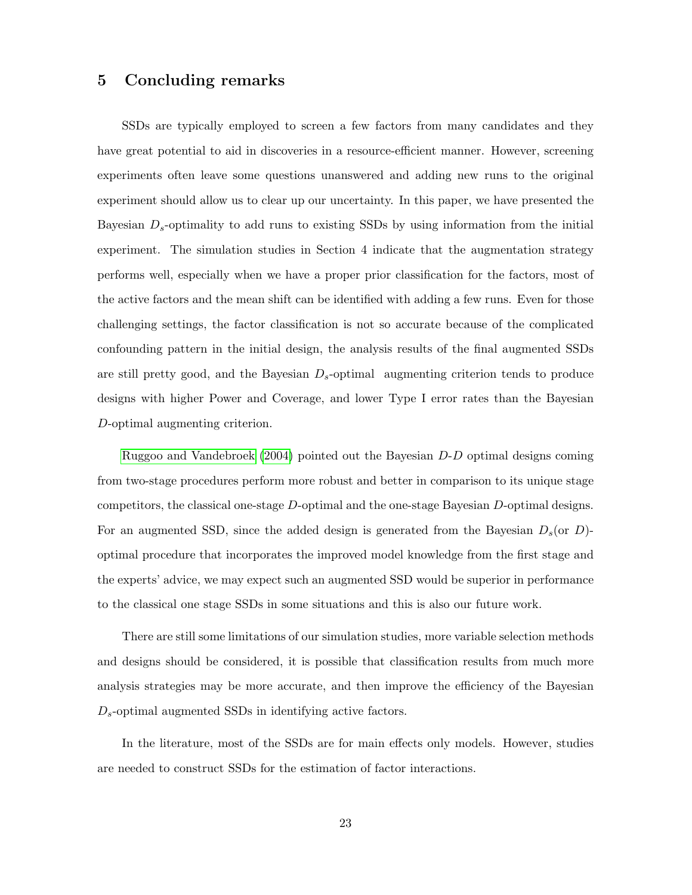## 5 Concluding remarks

SSDs are typically employed to screen a few factors from many candidates and they have great potential to aid in discoveries in a resource-efficient manner. However, screening experiments often leave some questions unanswered and adding new runs to the original experiment should allow us to clear up our uncertainty. In this paper, we have presented the Bayesian $D_s$-optimality to add runs to existing SSDs by using information from the initial experiment. The simulation studies in Section 4 indicate that the augmentation strategy performs well, especially when we have a proper prior classification for the factors, most of the active factors and the mean shift can be identified with adding a few runs. Even for those challenging settings, the factor classification is not so accurate because of the complicated confounding pattern in the initial design, the analysis results of the final augmented SSDs are still pretty good, and the Bayesian $D_s$-optimal augmenting criterion tends to produce designs with higher Power and Coverage, and lower Type I error rates than the Bayesian $D$-optimal augmenting criterion.

Ruggoo and Vandebroek (2004) pointed out the Bayesian $D$-$D$ optimal designs coming from two-stage procedures perform more robust and better in comparison to its unique stage competitors, the classical one-stage $D$-optimal and the one-stage Bayesian $D$-optimal designs. For an augmented SSD, since the added design is generated from the Bayesian $D_s$(or $D$)-optimal procedure that incorporates the improved model knowledge from the first stage and the experts' advice, we may expect such an augmented SSD would be superior in performance to the classical one stage SSDs in some situations and this is also our future work.

There are still some limitations of our simulation studies, more variable selection methods and designs should be considered, it is possible that classification results from much more analysis strategies may be more accurate, and then improve the efficiency of the Bayesian $D_s$-optimal augmented SSDs in identifying active factors.

In the literature, most of the SSDs are for main effects only models. However, studies are needed to construct SSDs for the estimation of factor interactions.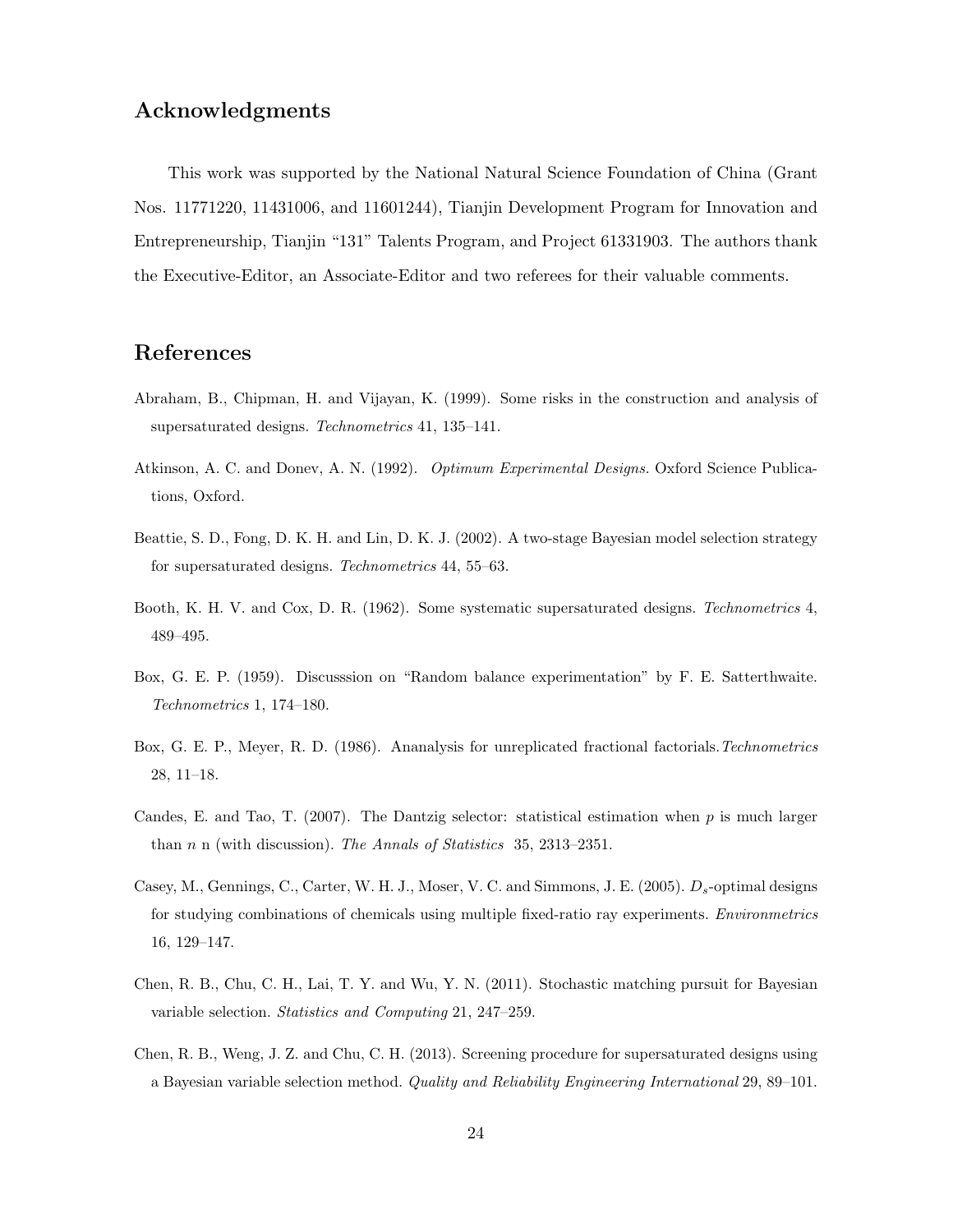## Acknowledgments

This work was supported by the National Natural Science Foundation of China (Grant Nos. 11771220, 11431006, and 11601244), Tianjin Development Program for Innovation and Entrepreneurship, Tianjin "131" Talents Program, and Project 61331903. The authors thank the Executive-Editor, an Associate-Editor and two referees for their valuable comments.

## References

Abraham, B., Chipman, H. and Vijayan, K. (1999). Some risks in the construction and analysis of supersaturated designs. *Technometrics* 41, 135–141.

Atkinson, A. C. and Donev, A. N. (1992). *Optimum Experimental Designs.* Oxford Science Publications, Oxford.

Beattie, S. D., Fong, D. K. H. and Lin, D. K. J. (2002). A two-stage Bayesian model selection strategy for supersaturated designs. *Technometrics* 44, 55–63.

Booth, K. H. V. and Cox, D. R. (1962). Some systematic supersaturated designs. *Technometrics* 4, 489–495.

Box, G. E. P. (1959). Discusssion on "Random balance experimentation" by F. E. Satterthwaite. *Technometrics* 1, 174–180.

Box, G. E. P., Meyer, R. D. (1986). Ananalysis for unreplicated fractional factorials. *Technometrics* 28, 11–18.

Candes, E. and Tao, T. (2007). The Dantzig selector: statistical estimation when $p$ is much larger than $n$ n (with discussion). *The Annals of Statistics* 35, 2313–2351.

Casey, M., Gennings, C., Carter, W. H. J., Moser, V. C. and Simmons, J. E. (2005). $D_s$-optimal designs for studying combinations of chemicals using multiple fixed-ratio ray experiments. *Environmetrics* 16, 129–147.

Chen, R. B., Chu, C. H., Lai, T. Y. and Wu, Y. N. (2011). Stochastic matching pursuit for Bayesian variable selection. *Statistics and Computing* 21, 247–259.

Chen, R. B., Weng, J. Z. and Chu, C. H. (2013). Screening procedure for supersaturated designs using a Bayesian variable selection method. *Quality and Reliability Engineering International* 29, 89–101.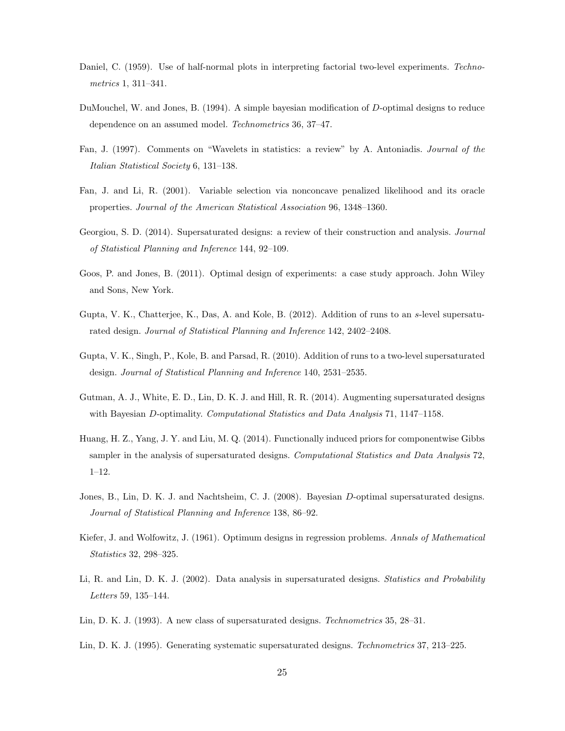Daniel, C. (1959). Use of half-normal plots in interpreting factorial two-level experiments. *Technometrics* 1, 311–341.

DuMouchel, W. and Jones, B. (1994). A simple bayesian modification of $D$-optimal designs to reduce dependence on an assumed model. *Technometrics* 36, 37–47.

Fan, J. (1997). Comments on "Wavelets in statistics: a review" by A. Antoniadis. *Journal of the Italian Statistical Society* 6, 131–138.

Fan, J. and Li, R. (2001). Variable selection via nonconcave penalized likelihood and its oracle properties. *Journal of the American Statistical Association* 96, 1348–1360.

Georgiou, S. D. (2014). Supersaturated designs: a review of their construction and analysis. *Journal of Statistical Planning and Inference* 144, 92–109.

Goos, P. and Jones, B. (2011). Optimal design of experiments: a case study approach. John Wiley and Sons, New York.

Gupta, V. K., Chatterjee, K., Das, A. and Kole, B. (2012). Addition of runs to an $s$-level supersaturated design. *Journal of Statistical Planning and Inference* 142, 2402–2408.

Gupta, V. K., Singh, P., Kole, B. and Parsad, R. (2010). Addition of runs to a two-level supersaturated design. *Journal of Statistical Planning and Inference* 140, 2531–2535.

Gutman, A. J., White, E. D., Lin, D. K. J. and Hill, R. R. (2014). Augmenting supersaturated designs with Bayesian $D$-optimality. *Computational Statistics and Data Analysis* 71, 1147–1158.

Huang, H. Z., Yang, J. Y. and Liu, M. Q. (2014). Functionally induced priors for componentwise Gibbs sampler in the analysis of supersaturated designs. *Computational Statistics and Data Analysis* 72, 1–12.

Jones, B., Lin, D. K. J. and Nachtsheim, C. J. (2008). Bayesian $D$-optimal supersaturated designs. *Journal of Statistical Planning and Inference* 138, 86–92.

Kiefer, J. and Wolfowitz, J. (1961). Optimum designs in regression problems. *Annals of Mathematical Statistics* 32, 298–325.

Li, R. and Lin, D. K. J. (2002). Data analysis in supersaturated designs. *Statistics and Probability Letters* 59, 135–144.

Lin, D. K. J. (1993). A new class of supersaturated designs. *Technometrics* 35, 28–31.

Lin, D. K. J. (1995). Generating systematic supersaturated designs. *Technometrics* 37, 213–225.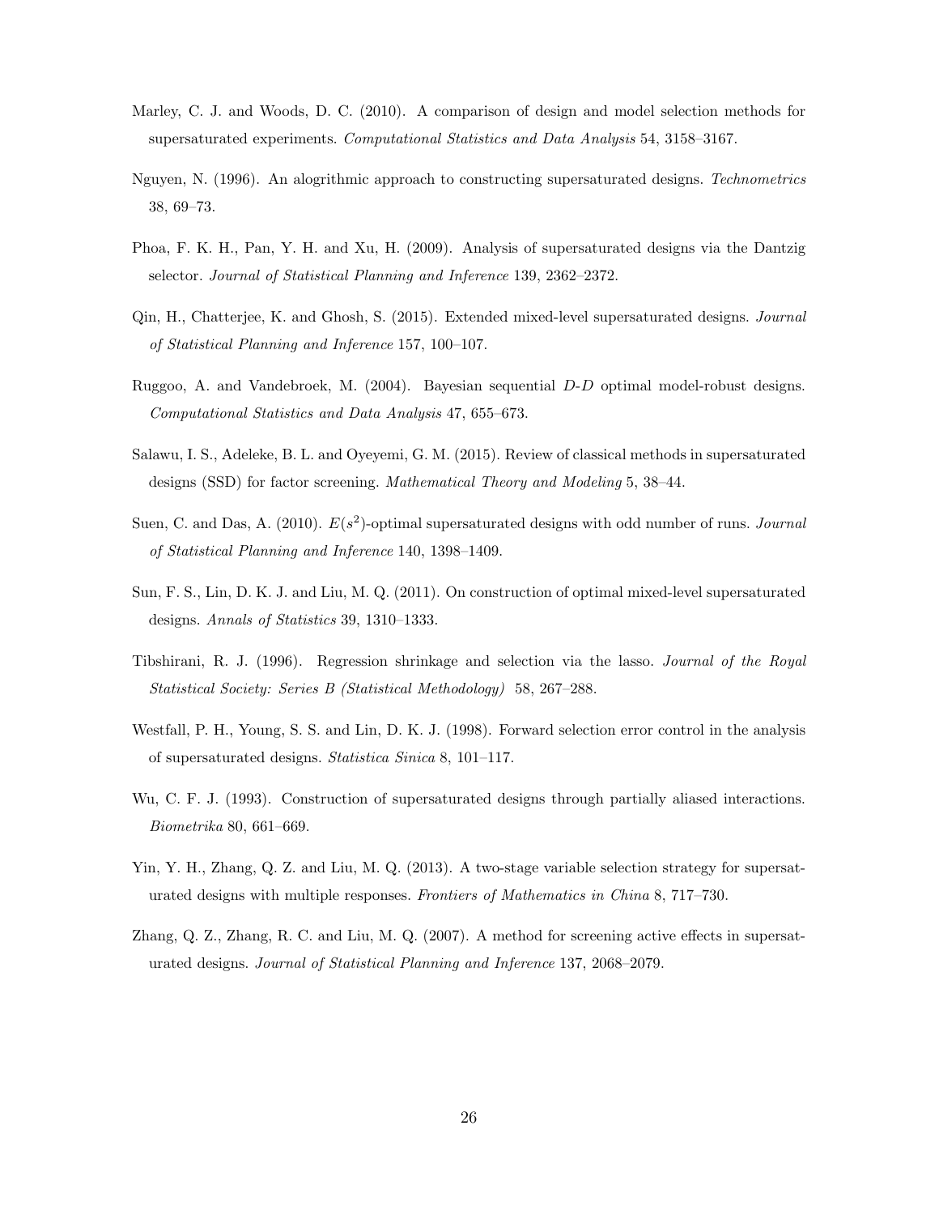Marley, C. J. and Woods, D. C. (2010). A comparison of design and model selection methods for supersaturated experiments. *Computational Statistics and Data Analysis* 54, 3158–3167.

Nguyen, N. (1996). An alogrithmic approach to constructing supersaturated designs. *Technometrics* 38, 69–73.

Phoa, F. K. H., Pan, Y. H. and Xu, H. (2009). Analysis of supersaturated designs via the Dantzig selector. *Journal of Statistical Planning and Inference* 139, 2362–2372.

Qin, H., Chatterjee, K. and Ghosh, S. (2015). Extended mixed-level supersaturated designs. *Journal of Statistical Planning and Inference* 157, 100–107.

Ruggoo, A. and Vandebroek, M. (2004). Bayesian sequential *D-D* optimal model-robust designs. *Computational Statistics and Data Analysis* 47, 655–673.

Salawu, I. S., Adeleke, B. L. and Oyeyemi, G. M. (2015). Review of classical methods in supersaturated designs (SSD) for factor screening. *Mathematical Theory and Modeling* 5, 38–44.

Suen, C. and Das, A. (2010). $E(s^2)$-optimal supersaturated designs with odd number of runs. *Journal of Statistical Planning and Inference* 140, 1398–1409.

Sun, F. S., Lin, D. K. J. and Liu, M. Q. (2011). On construction of optimal mixed-level supersaturated designs. *Annals of Statistics* 39, 1310–1333.

Tibshirani, R. J. (1996). Regression shrinkage and selection via the lasso. *Journal of the Royal Statistical Society: Series B (Statistical Methodology)* 58, 267–288.

Westfall, P. H., Young, S. S. and Lin, D. K. J. (1998). Forward selection error control in the analysis of supersaturated designs. *Statistica Sinica* 8, 101–117.

Wu, C. F. J. (1993). Construction of supersaturated designs through partially aliased interactions. *Biometrika* 80, 661–669.

Yin, Y. H., Zhang, Q. Z. and Liu, M. Q. (2013). A two-stage variable selection strategy for supersaturated designs with multiple responses. *Frontiers of Mathematics in China* 8, 717–730.

Zhang, Q. Z., Zhang, R. C. and Liu, M. Q. (2007). A method for screening active effects in supersaturated designs. *Journal of Statistical Planning and Inference* 137, 2068–2079.